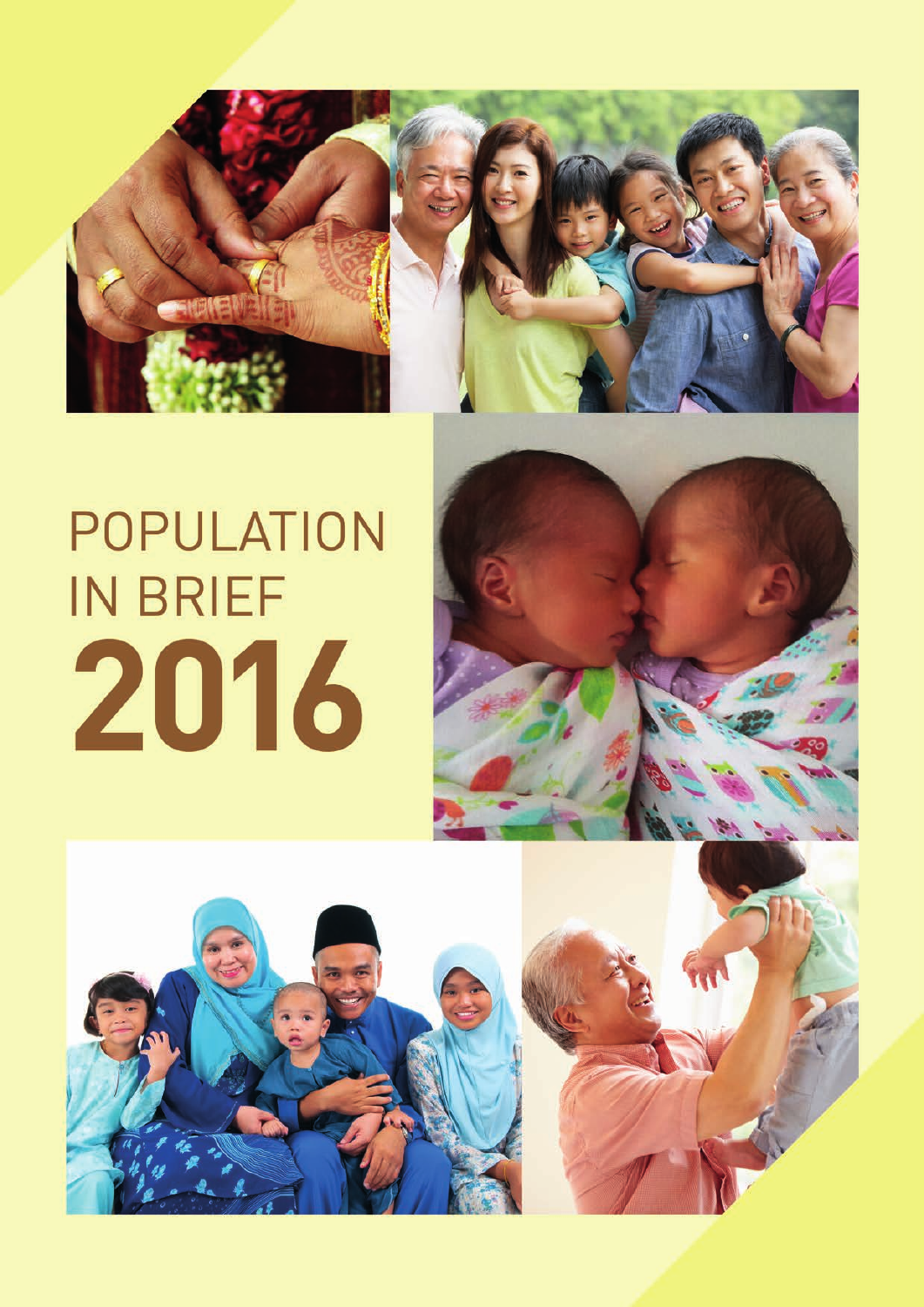# POPULATION IN BRIEF 2016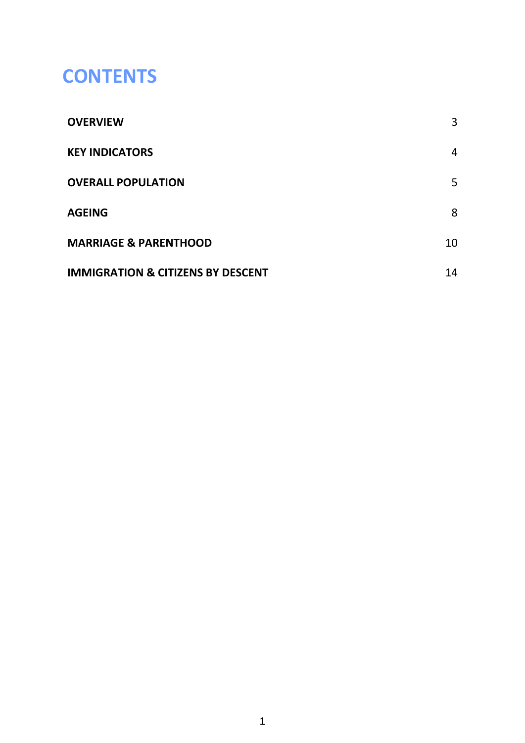# CONTENTS

| | |
|---|---|
| **OVERVIEW** | 3 |
| **KEY INDICATORS** | 4 |
| **OVERALL POPULATION** | 5 |
| **AGEING** | 8 |
| **MARRIAGE & PARENTHOOD** | 10 |
| **IMMIGRATION & CITIZENS BY DESCENT** | 14 |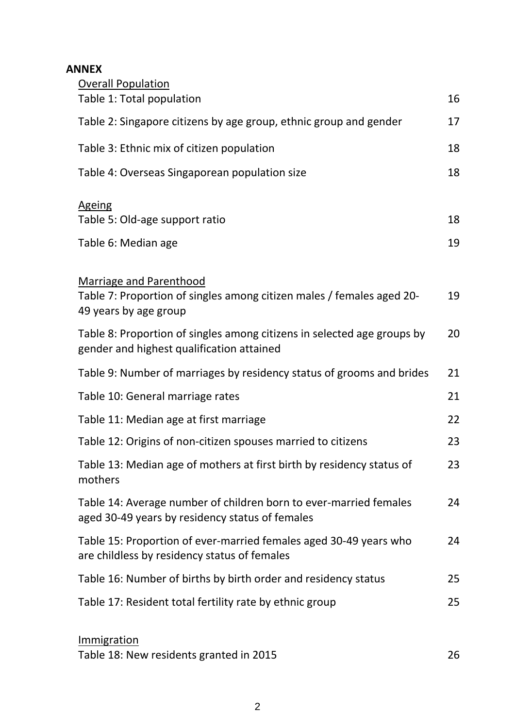**ANNEX**

Overall Population

| | |
|---|---|
| Table 1: Total population | 16 |
| Table 2: Singapore citizens by age group, ethnic group and gender | 17 |
| Table 3: Ethnic mix of citizen population | 18 |
| Table 4: Overseas Singaporean population size | 18 |

Ageing

| | |
|---|---|
| Table 5: Old-age support ratio | 18 |
| Table 6: Median age | 19 |

Marriage and Parenthood

| | |
|---|---|
| Table 7: Proportion of singles among citizen males / females aged 20-49 years by age group | 19 |
| Table 8: Proportion of singles among citizens in selected age groups by gender and highest qualification attained | 20 |
| Table 9: Number of marriages by residency status of grooms and brides | 21 |
| Table 10: General marriage rates | 21 |
| Table 11: Median age at first marriage | 22 |
| Table 12: Origins of non-citizen spouses married to citizens | 23 |
| Table 13: Median age of mothers at first birth by residency status of mothers | 23 |
| Table 14: Average number of children born to ever-married females aged 30-49 years by residency status of females | 24 |
| Table 15: Proportion of ever-married females aged 30-49 years who are childless by residency status of females | 24 |
| Table 16: Number of births by birth order and residency status | 25 |
| Table 17: Resident total fertility rate by ethnic group | 25 |

Immigration

| | |
|---|---|
| Table 18: New residents granted in 2015 | 26 |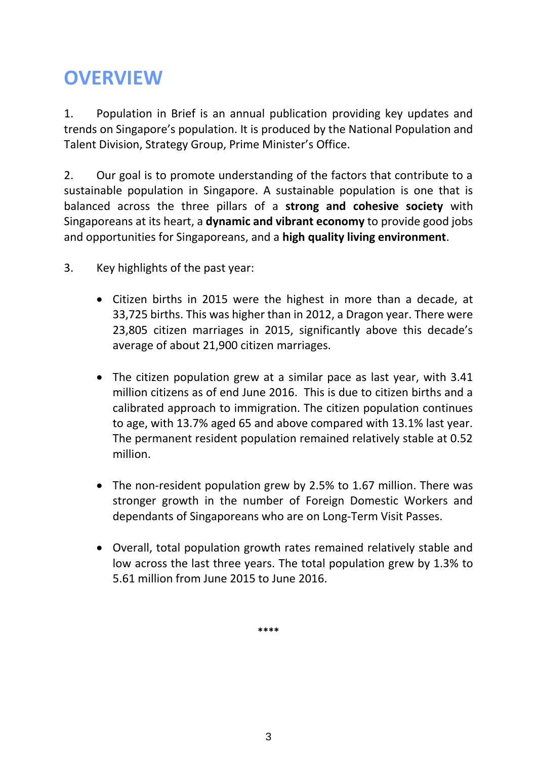# OVERVIEW

1. Population in Brief is an annual publication providing key updates and trends on Singapore's population. It is produced by the National Population and Talent Division, Strategy Group, Prime Minister's Office.

2. Our goal is to promote understanding of the factors that contribute to a sustainable population in Singapore. A sustainable population is one that is balanced across the three pillars of a **strong and cohesive society** with Singaporeans at its heart, a **dynamic and vibrant economy** to provide good jobs and opportunities for Singaporeans, and a **high quality living environment**.

3. Key highlights of the past year:

- Citizen births in 2015 were the highest in more than a decade, at 33,725 births. This was higher than in 2012, a Dragon year. There were 23,805 citizen marriages in 2015, significantly above this decade's average of about 21,900 citizen marriages.

- The citizen population grew at a similar pace as last year, with 3.41 million citizens as of end June 2016. This is due to citizen births and a calibrated approach to immigration. The citizen population continues to age, with 13.7% aged 65 and above compared with 13.1% last year. The permanent resident population remained relatively stable at 0.52 million.

- The non-resident population grew by 2.5% to 1.67 million. There was stronger growth in the number of Foreign Domestic Workers and dependants of Singaporeans who are on Long-Term Visit Passes.

- Overall, total population growth rates remained relatively stable and low across the last three years. The total population grew by 1.3% to 5.61 million from June 2015 to June 2016.

****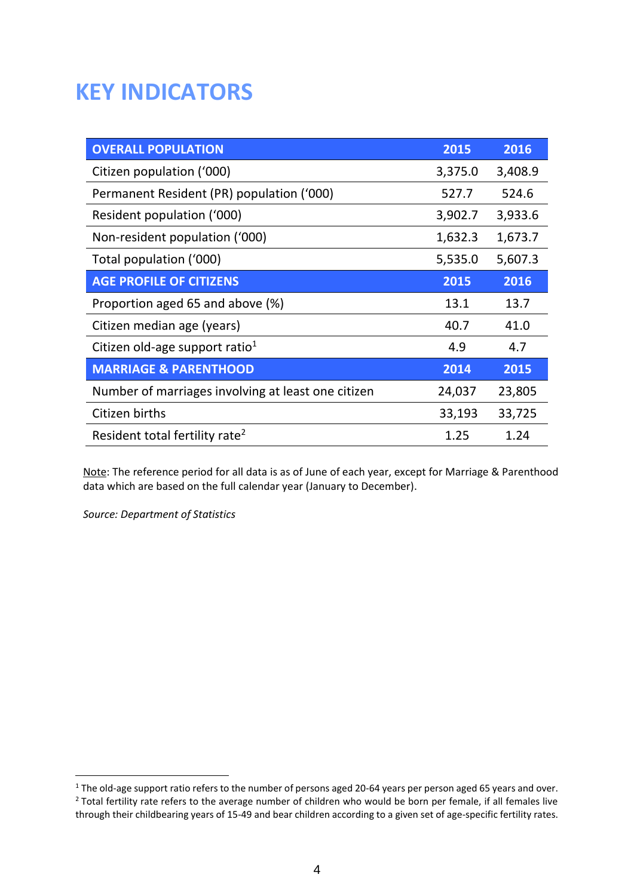# KEY INDICATORS

| OVERALL POPULATION | 2015 | 2016 |
|---|---|---|
| Citizen population ('000) | 3,375.0 | 3,408.9 |
| Permanent Resident (PR) population ('000) | 527.7 | 524.6 |
| Resident population ('000) | 3,902.7 | 3,933.6 |
| Non-resident population ('000) | 1,632.3 | 1,673.7 |
| Total population ('000) | 5,535.0 | 5,607.3 |
| **AGE PROFILE OF CITIZENS** | **2015** | **2016** |
| Proportion aged 65 and above (%) | 13.1 | 13.7 |
| Citizen median age (years) | 40.7 | 41.0 |
| Citizen old-age support ratio[1] | 4.9 | 4.7 |
| **MARRIAGE & PARENTHOOD** | **2014** | **2015** |
| Number of marriages involving at least one citizen | 24,037 | 23,805 |
| Citizen births | 33,193 | 33,725 |
| Resident total fertility rate[2] | 1.25 | 1.24 |

Note: The reference period for all data is as of June of each year, except for Marriage & Parenthood data which are based on the full calendar year (January to December).

*Source: Department of Statistics*

[1] The old-age support ratio refers to the number of persons aged 20-64 years per person aged 65 years and over.
[2] Total fertility rate refers to the average number of children who would be born per female, if all females live through their childbearing years of 15-49 and bear children according to a given set of age-specific fertility rates.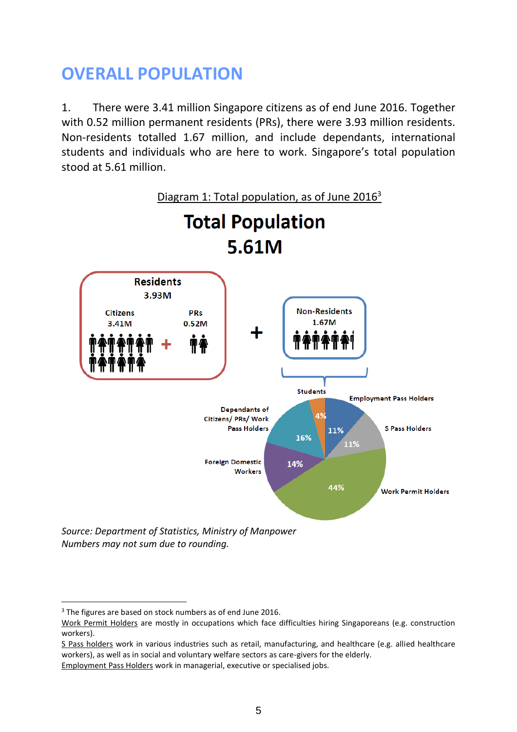# OVERALL POPULATION

1. There were 3.41 million Singapore citizens as of end June 2016. Together with 0.52 million permanent residents (PRs), there were 3.93 million residents. Non-residents totalled 1.67 million, and include dependants, international students and individuals who are here to work. Singapore's total population stood at 5.61 million.

Diagram 1: Total population, as of June 2016[3]

**Total Population**
**5.61M**

**Residents** 3.93M

- Citizens 3.41M
- PRs 0.52M

+

**Non-Residents** 1.67M

- Students: 4%
- Employment Pass Holders: 11%
- S Pass Holders: 11%
- Work Permit Holders: 44%
- Foreign Domestic Workers: 14%
- Dependants of Citizens/ PRs/ Work Pass Holders: 16%

*Source: Department of Statistics, Ministry of Manpower*
*Numbers may not sum due to rounding.*

---

[3] The figures are based on stock numbers as of end June 2016.
Work Permit Holders are mostly in occupations which face difficulties hiring Singaporeans (e.g. construction workers).
S Pass holders work in various industries such as retail, manufacturing, and healthcare (e.g. allied healthcare workers), as well as in social and voluntary welfare sectors as care-givers for the elderly.
Employment Pass Holders work in managerial, executive or specialised jobs.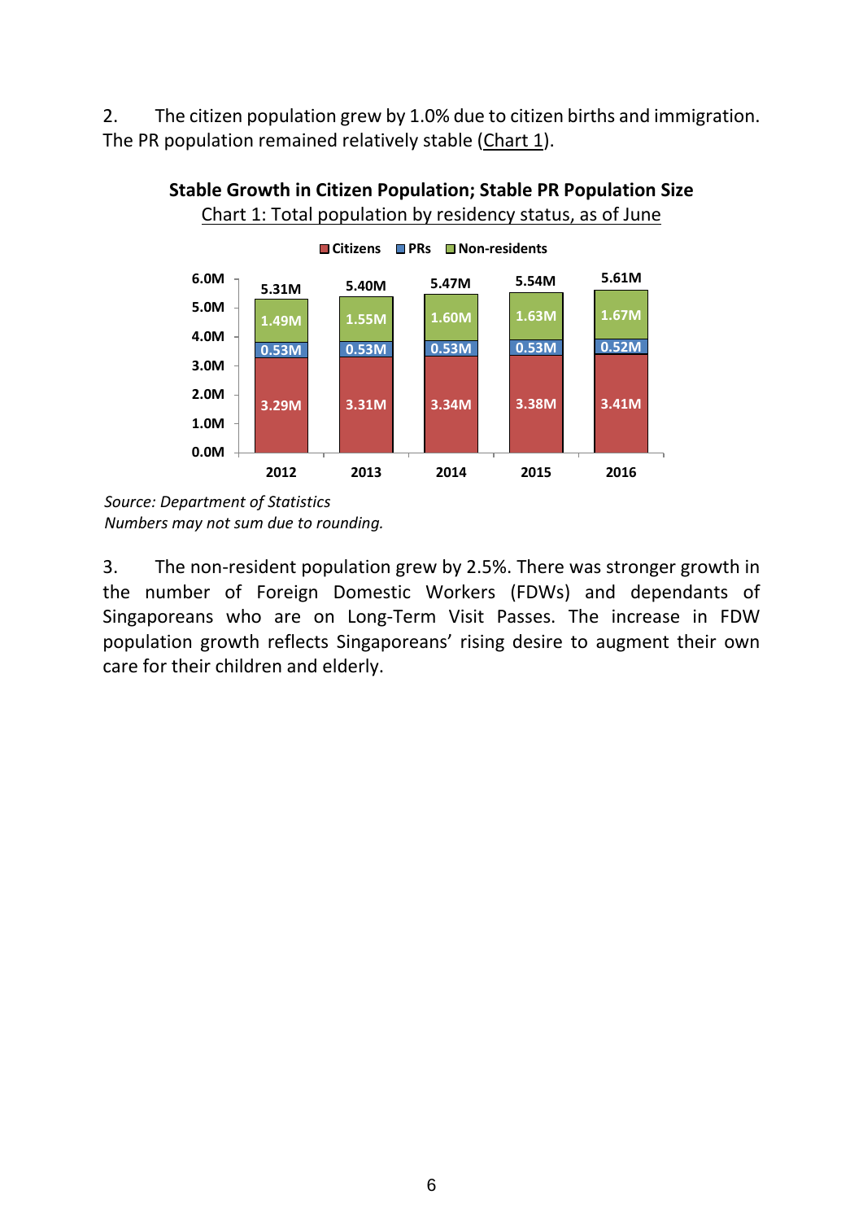2. The citizen population grew by 1.0% due to citizen births and immigration. The PR population remained relatively stable (Chart 1).

**Stable Growth in Citizen Population; Stable PR Population Size**

Chart 1: Total population by residency status, as of June

| | 2012 | 2013 | 2014 | 2015 | 2016 |
|---|---|---|---|---|---|
| Citizens | 3.29M | 3.31M | 3.34M | 3.38M | 3.41M |
| PRs | 0.53M | 0.53M | 0.53M | 0.53M | 0.52M |
| Non-residents | 1.49M | 1.55M | 1.60M | 1.63M | 1.67M |
| Total | 5.31M | 5.40M | 5.47M | 5.54M | 5.61M |

*Source: Department of Statistics*
*Numbers may not sum due to rounding.*

3. The non-resident population grew by 2.5%. There was stronger growth in the number of Foreign Domestic Workers (FDWs) and dependants of Singaporeans who are on Long-Term Visit Passes. The increase in FDW population growth reflects Singaporeans' rising desire to augment their own care for their children and elderly.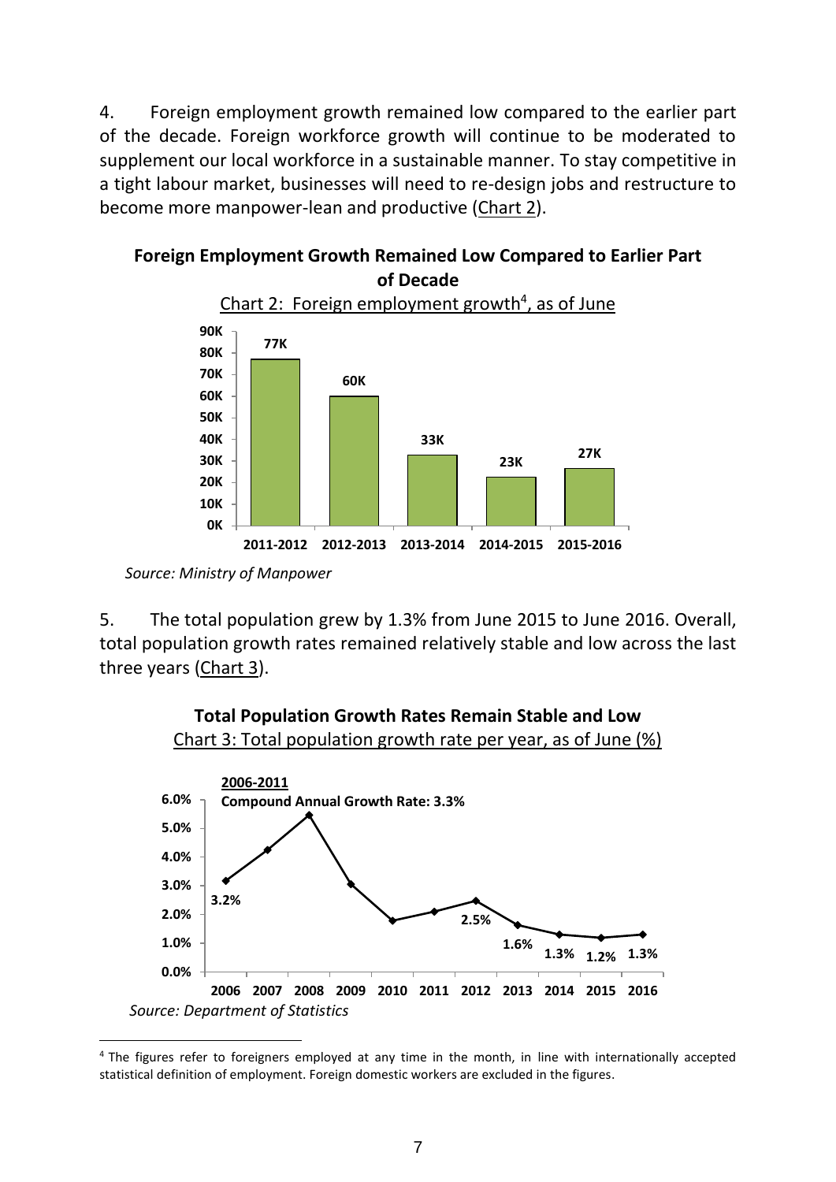4. Foreign employment growth remained low compared to the earlier part of the decade. Foreign workforce growth will continue to be moderated to supplement our local workforce in a sustainable manner. To stay competitive in a tight labour market, businesses will need to re-design jobs and restructure to become more manpower-lean and productive (Chart 2).

**Foreign Employment Growth Remained Low Compared to Earlier Part of Decade**

Chart 2: Foreign employment growth[4], as of June

| Period | Foreign employment growth |
|---|---|
| 2011-2012 | 77K |
| 2012-2013 | 60K |
| 2013-2014 | 33K |
| 2014-2015 | 23K |
| 2015-2016 | 27K |

*Source: Ministry of Manpower*

5. The total population grew by 1.3% from June 2015 to June 2016. Overall, total population growth rates remained relatively stable and low across the last three years (Chart 3).

**Total Population Growth Rates Remain Stable and Low**

Chart 3: Total population growth rate per year, as of June (%)

**2006-2011**
**Compound Annual Growth Rate: 3.3%**

| Year | Growth rate |
|---|---|
| 2006 | 3.2% |
| 2012 | 2.5% |
| 2013 | 1.6% |
| 2014 | 1.3% |
| 2015 | 1.2% |
| 2016 | 1.3% |

*Source: Department of Statistics*

[4] The figures refer to foreigners employed at any time in the month, in line with internationally accepted statistical definition of employment. Foreign domestic workers are excluded in the figures.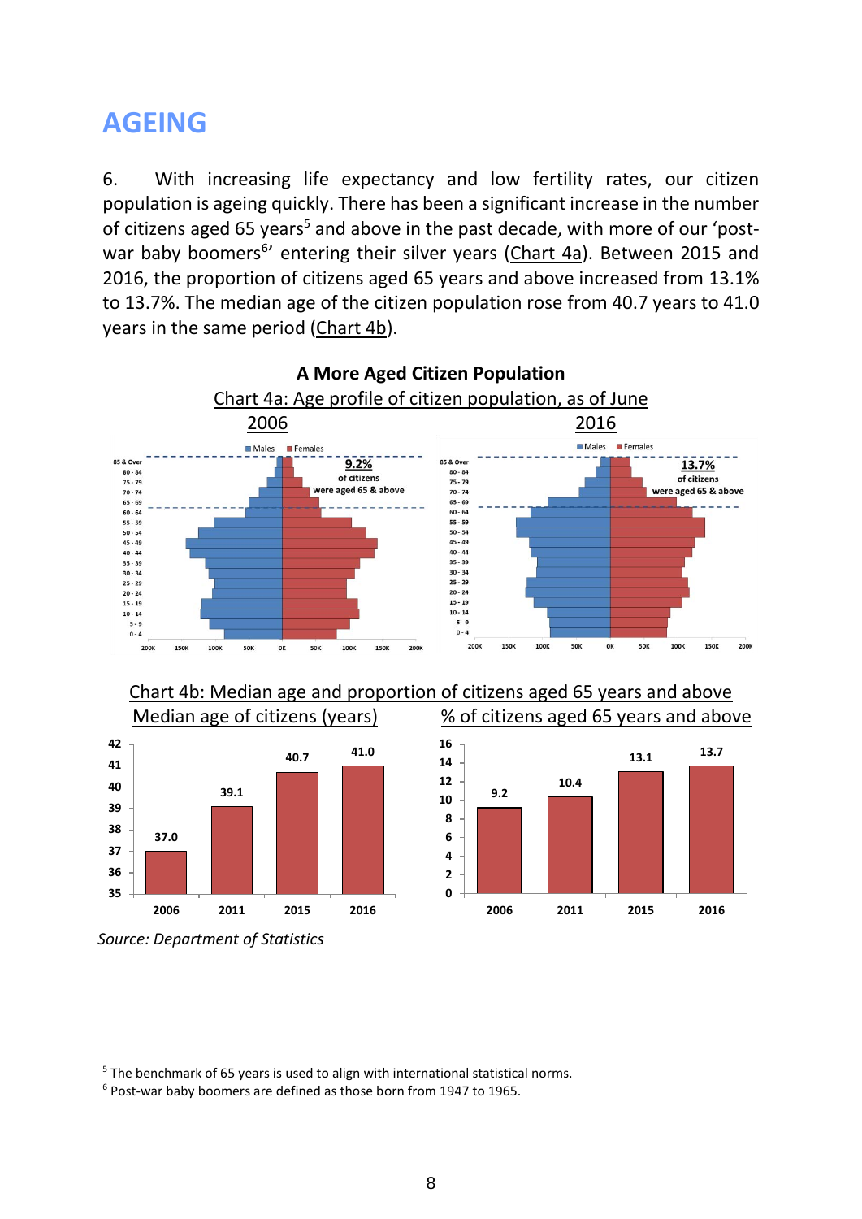# AGEING

6. With increasing life expectancy and low fertility rates, our citizen population is ageing quickly. There has been a significant increase in the number of citizens aged 65 years[5] and above in the past decade, with more of our 'post-war baby boomers[6]' entering their silver years (Chart 4a). Between 2015 and 2016, the proportion of citizens aged 65 years and above increased from 13.1% to 13.7%. The median age of the citizen population rose from 40.7 years to 41.0 years in the same period (Chart 4b).

**A More Aged Citizen Population**

Chart 4a: Age profile of citizen population, as of June

2006 — 9.2% of citizens were aged 65 & above

2016 — 13.7% of citizens were aged 65 & above

Chart 4b: Median age and proportion of citizens aged 65 years and above

| Year | Median age of citizens (years) | % of citizens aged 65 years and above |
|---|---|---|
| 2006 | 37.0 | 9.2 |
| 2011 | 39.1 | 10.4 |
| 2015 | 40.7 | 13.1 |
| 2016 | 41.0 | 13.7 |

*Source: Department of Statistics*

[5] The benchmark of 65 years is used to align with international statistical norms.

[6] Post-war baby boomers are defined as those born from 1947 to 1965.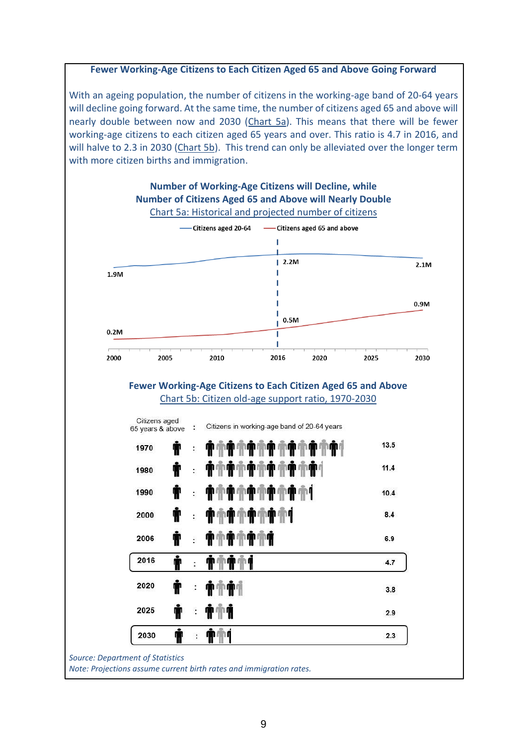### Fewer Working-Age Citizens to Each Citizen Aged 65 and Above Going Forward

With an ageing population, the number of citizens in the working-age band of 20-64 years will decline going forward. At the same time, the number of citizens aged 65 and above will nearly double between now and 2030 (Chart 5a). This means that there will be fewer working-age citizens to each citizen aged 65 years and over. This ratio is 4.7 in 2016, and will halve to 2.3 in 2030 (Chart 5b). This trend can only be alleviated over the longer term with more citizen births and immigration.

**Number of Working-Age Citizens will Decline, while Number of Citizens Aged 65 and Above will Nearly Double**

Chart 5a: Historical and projected number of citizens

| Year | Citizens aged 20-64 | Citizens aged 65 and above |
|---|---|---|
| 2000 | 1.9M | 0.2M |
| 2016 | 2.2M | 0.5M |
| 2030 | 2.1M | 0.9M |

**Fewer Working-Age Citizens to Each Citizen Aged 65 and Above**

Chart 5b: Citizen old-age support ratio, 1970-2030

| Year | Citizens aged 65 years & above : Citizens in working-age band of 20-64 years |
|---|---|
| 1970 | 13.5 |
| 1980 | 11.4 |
| 1990 | 10.4 |
| 2000 | 8.4 |
| 2006 | 6.9 |
| **2016** | **4.7** |
| 2020 | 3.8 |
| 2025 | 2.9 |
| **2030** | **2.3** |

*Source: Department of Statistics*

*Note: Projections assume current birth rates and immigration rates.*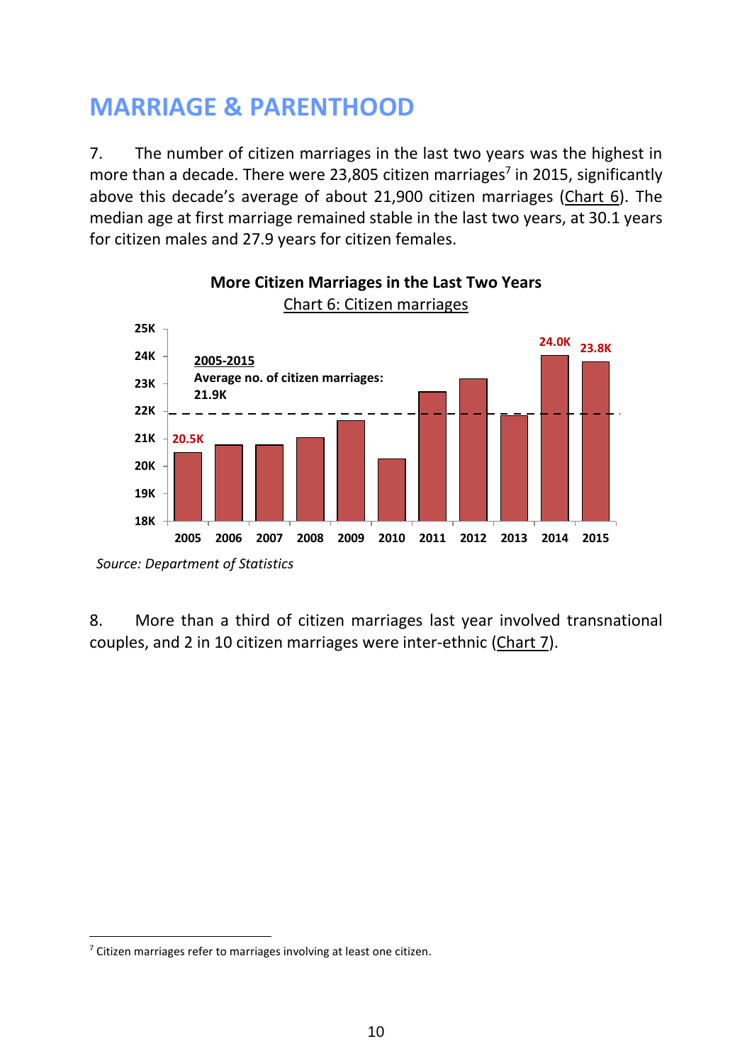# MARRIAGE & PARENTHOOD

7. The number of citizen marriages in the last two years was the highest in more than a decade. There were 23,805 citizen marriages[7] in 2015, significantly above this decade's average of about 21,900 citizen marriages (Chart 6). The median age at first marriage remained stable in the last two years, at 30.1 years for citizen males and 27.9 years for citizen females.

**More Citizen Marriages in the Last Two Years**

Chart 6: Citizen marriages

2005-2015
Average no. of citizen marriages: 21.9K

| Year | Citizen marriages |
|---|---|
| 2005 | 20.5K |
| 2014 | 24.0K |
| 2015 | 23.8K |

*Source: Department of Statistics*

8. More than a third of citizen marriages last year involved transnational couples, and 2 in 10 citizen marriages were inter-ethnic (Chart 7).

[7] Citizen marriages refer to marriages involving at least one citizen.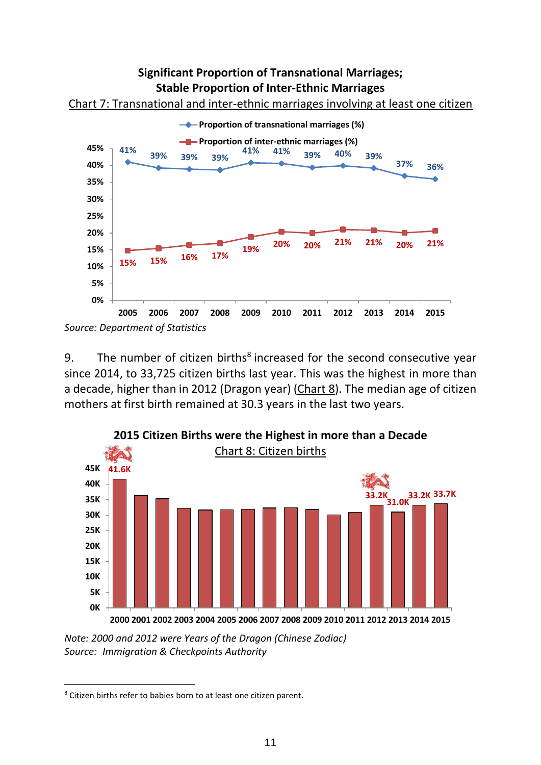**Significant Proportion of Transnational Marriages;**
**Stable Proportion of Inter-Ethnic Marriages**

Chart 7: Transnational and inter-ethnic marriages involving at least one citizen

| Year | Proportion of transnational marriages (%) | Proportion of inter-ethnic marriages (%) |
|---|---|---|
| 2005 | 41% | 15% |
| 2006 | 39% | 15% |
| 2007 | 39% | 16% |
| 2008 | 39% | 17% |
| 2009 | 41% | 19% |
| 2010 | 41% | 20% |
| 2011 | 39% | 20% |
| 2012 | 40% | 21% |
| 2013 | 39% | 21% |
| 2014 | 37% | 20% |
| 2015 | 36% | 21% |

*Source: Department of Statistics*

9. The number of citizen births[8] increased for the second consecutive year since 2014, to 33,725 citizen births last year. This was the highest in more than a decade, higher than in 2012 (Dragon year) (Chart 8). The median age of citizen mothers at first birth remained at 30.3 years in the last two years.

**2015 Citizen Births were the Highest in more than a Decade**

Chart 8: Citizen births

| Year | Citizen births |
|---|---|
| 2000 | 41.6K |
| 2012 | 33.2K |
| 2013 | 31.0K |
| 2014 | 33.2K |
| 2015 | 33.7K |

*Note: 2000 and 2012 were Years of the Dragon (Chinese Zodiac)*
*Source: Immigration & Checkpoints Authority*

[8] Citizen births refer to babies born to at least one citizen parent.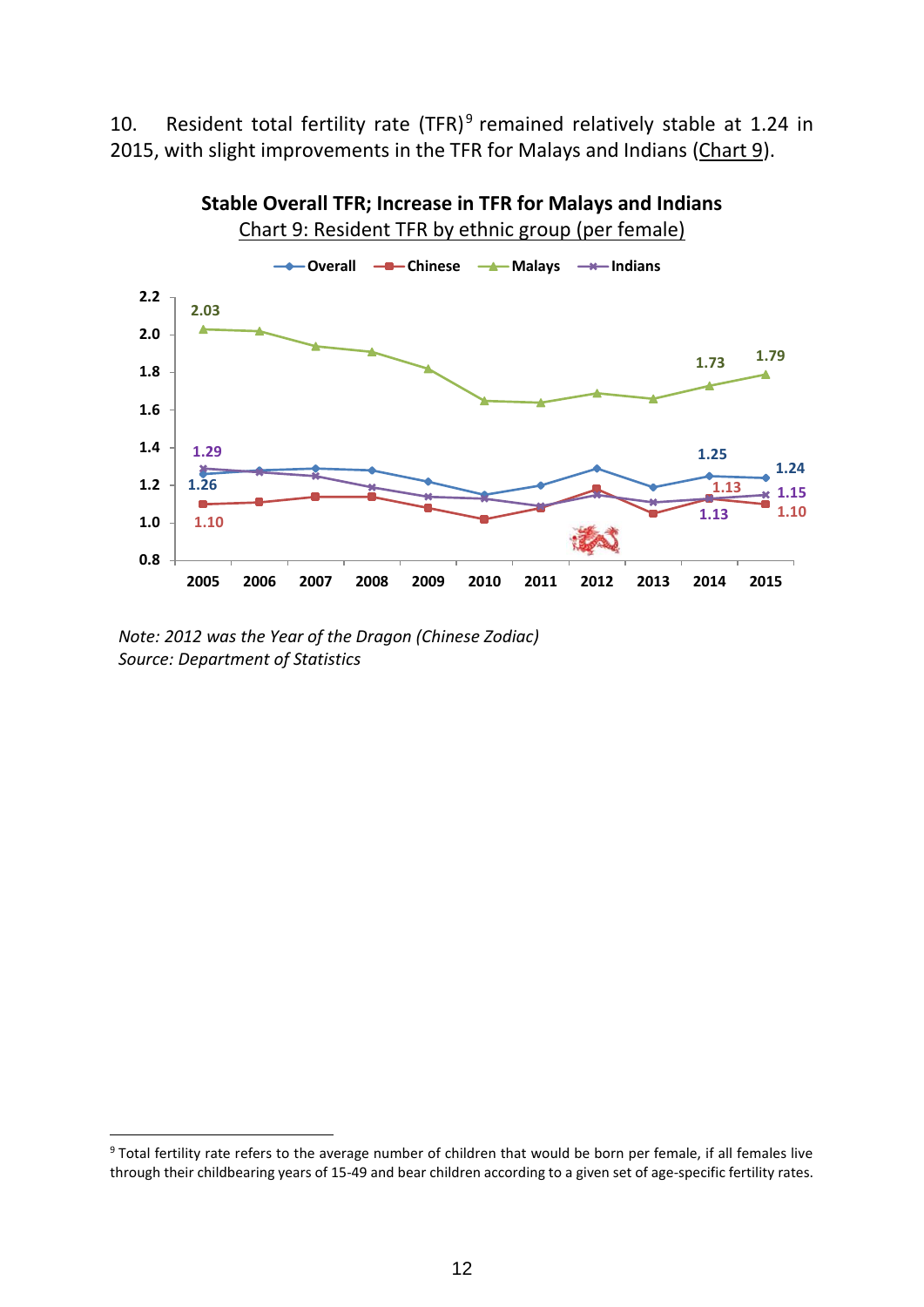10. Resident total fertility rate (TFR)[9] remained relatively stable at 1.24 in 2015, with slight improvements in the TFR for Malays and Indians (Chart 9).

**Stable Overall TFR; Increase in TFR for Malays and Indians**

Chart 9: Resident TFR by ethnic group (per female)

*Note: 2012 was the Year of the Dragon (Chinese Zodiac)*
*Source: Department of Statistics*

---

[9] Total fertility rate refers to the average number of children that would be born per female, if all females live through their childbearing years of 15-49 and bear children according to a given set of age-specific fertility rates.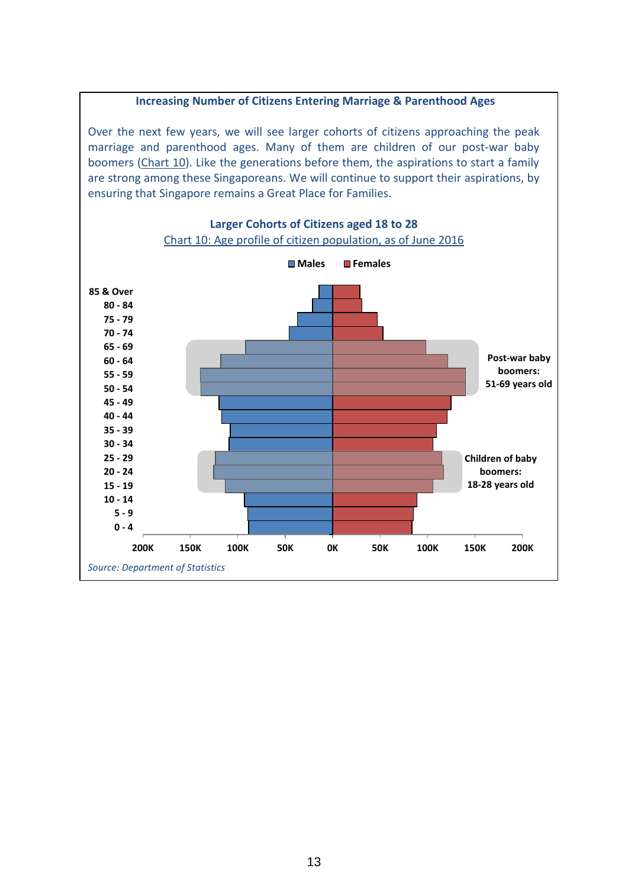**Increasing Number of Citizens Entering Marriage & Parenthood Ages**

Over the next few years, we will see larger cohorts of citizens approaching the peak marriage and parenthood ages. Many of them are children of our post-war baby boomers (Chart 10). Like the generations before them, the aspirations to start a family are strong among these Singaporeans. We will continue to support their aspirations, by ensuring that Singapore remains a Great Place for Families.

**Larger Cohorts of Citizens aged 18 to 28**

Chart 10: Age profile of citizen population, as of June 2016

Males | Females

85 & Over, 80 - 84, 75 - 79, 70 - 74, 65 - 69, 60 - 64, 55 - 59, 50 - 54, 45 - 49, 40 - 44, 35 - 39, 30 - 34, 25 - 29, 20 - 24, 15 - 19, 10 - 14, 5 - 9, 0 - 4

200K 150K 100K 50K 0K 50K 100K 150K 200K

**Post-war baby boomers: 51-69 years old**

**Children of baby boomers: 18-28 years old**

*Source: Department of Statistics*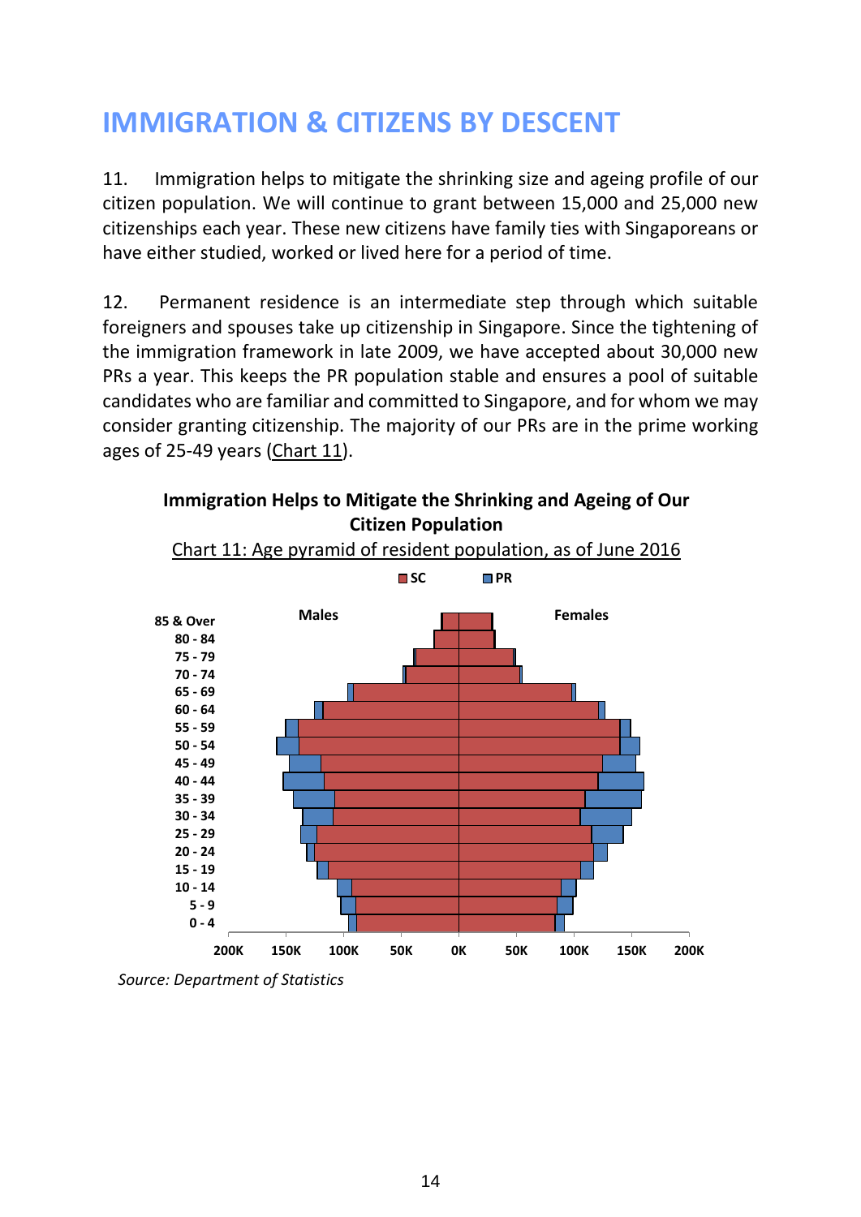# IMMIGRATION & CITIZENS BY DESCENT

11. Immigration helps to mitigate the shrinking size and ageing profile of our citizen population. We will continue to grant between 15,000 and 25,000 new citizenships each year. These new citizens have family ties with Singaporeans or have either studied, worked or lived here for a period of time.

12. Permanent residence is an intermediate step through which suitable foreigners and spouses take up citizenship in Singapore. Since the tightening of the immigration framework in late 2009, we have accepted about 30,000 new PRs a year. This keeps the PR population stable and ensures a pool of suitable candidates who are familiar and committed to Singapore, and for whom we may consider granting citizenship. The majority of our PRs are in the prime working ages of 25-49 years (Chart 11).

**Immigration Helps to Mitigate the Shrinking and Ageing of Our Citizen Population**

Chart 11: Age pyramid of resident population, as of June 2016

SC PR

Males Females

85 & Over, 80 - 84, 75 - 79, 70 - 74, 65 - 69, 60 - 64, 55 - 59, 50 - 54, 45 - 49, 40 - 44, 35 - 39, 30 - 34, 25 - 29, 20 - 24, 15 - 19, 10 - 14, 5 - 9, 0 - 4

200K 150K 100K 50K 0K 50K 100K 150K 200K

*Source: Department of Statistics*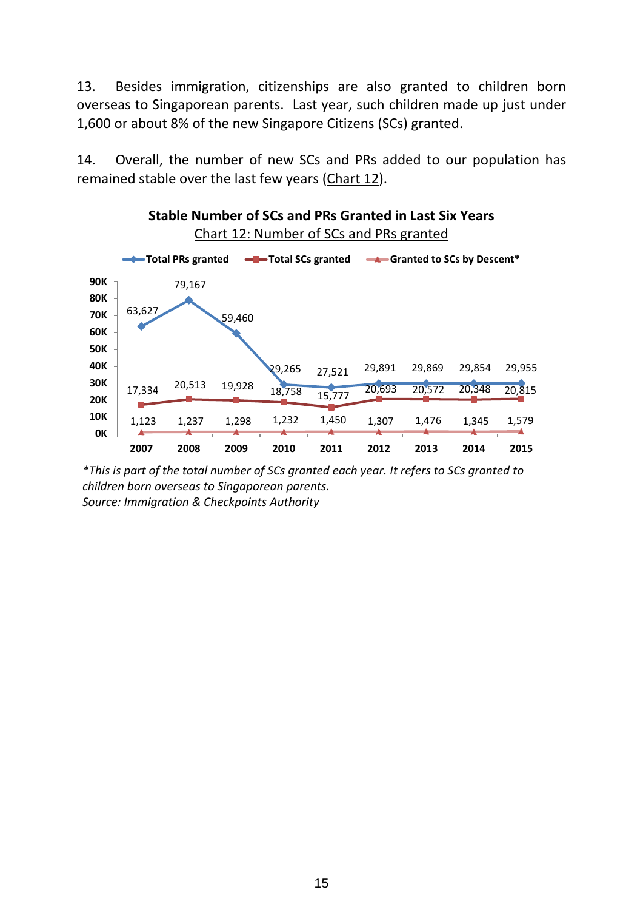13. Besides immigration, citizenships are also granted to children born overseas to Singaporean parents. Last year, such children made up just under 1,600 or about 8% of the new Singapore Citizens (SCs) granted.

14. Overall, the number of new SCs and PRs added to our population has remained stable over the last few years (Chart 12).

**Stable Number of SCs and PRs Granted in Last Six Years**

Chart 12: Number of SCs and PRs granted

| | 2007 | 2008 | 2009 | 2010 | 2011 | 2012 | 2013 | 2014 | 2015 |
|---|---|---|---|---|---|---|---|---|---|
| Total PRs granted | 63,627 | 79,167 | 59,460 | 29,265 | 27,521 | 29,891 | 29,869 | 29,854 | 29,955 |
| Total SCs granted | 17,334 | 20,513 | 19,928 | 18,758 | 15,777 | 20,693 | 20,572 | 20,348 | 20,815 |
| Granted to SCs by Descent* | 1,123 | 1,237 | 1,298 | 1,232 | 1,450 | 1,307 | 1,476 | 1,345 | 1,579 |

*\*This is part of the total number of SCs granted each year. It refers to SCs granted to children born overseas to Singaporean parents.*
*Source: Immigration & Checkpoints Authority*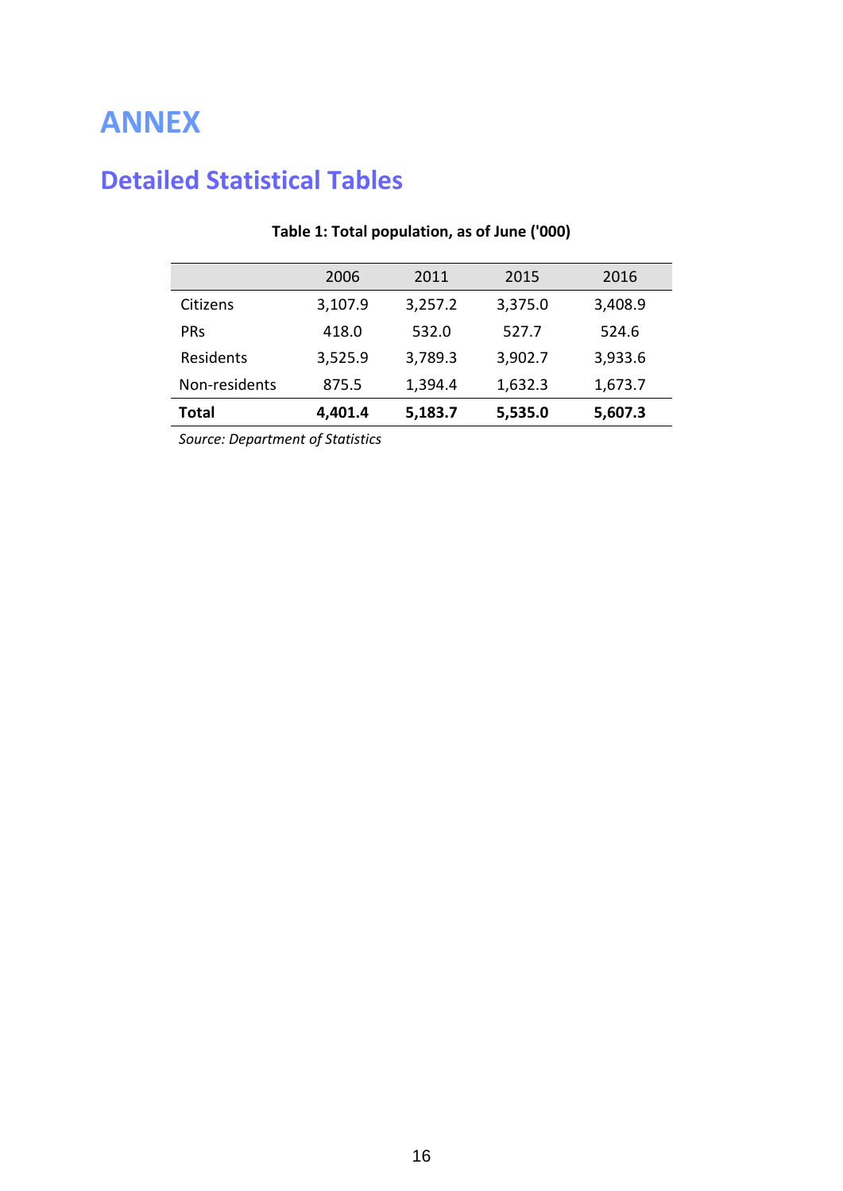# ANNEX

## Detailed Statistical Tables

**Table 1: Total population, as of June ('000)**

| | 2006 | 2011 | 2015 | 2016 |
|---|---|---|---|---|
| Citizens | 3,107.9 | 3,257.2 | 3,375.0 | 3,408.9 |
| PRs | 418.0 | 532.0 | 527.7 | 524.6 |
| Residents | 3,525.9 | 3,789.3 | 3,902.7 | 3,933.6 |
| Non-residents | 875.5 | 1,394.4 | 1,632.3 | 1,673.7 |
| **Total** | **4,401.4** | **5,183.7** | **5,535.0** | **5,607.3** |

*Source: Department of Statistics*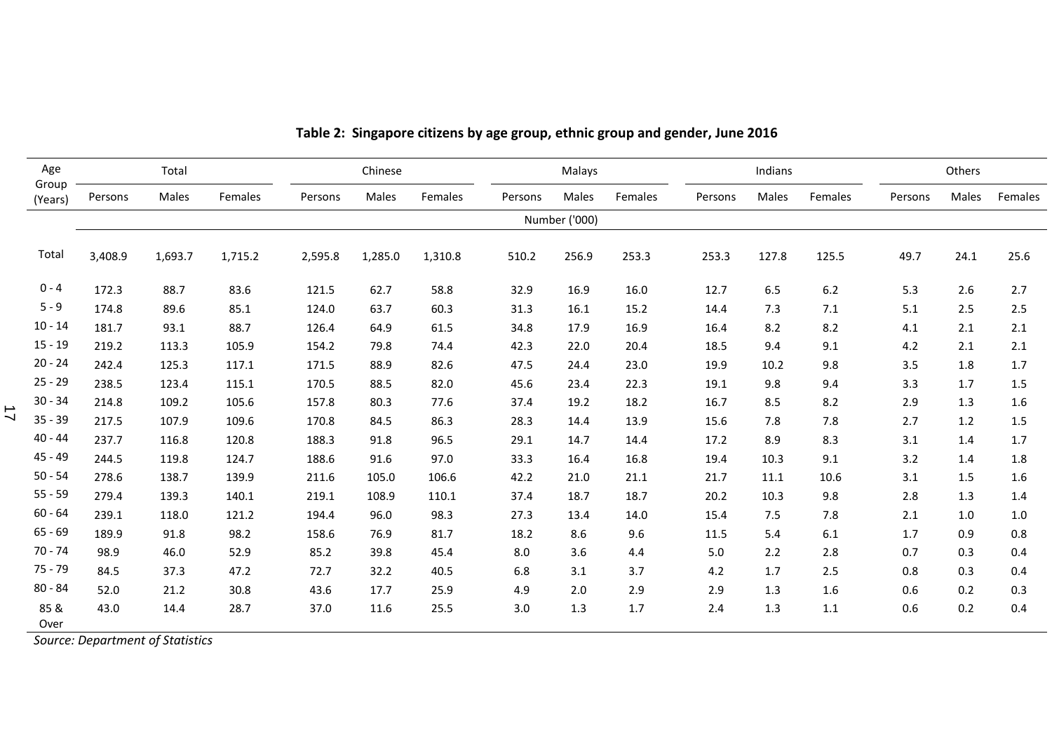**Table 2: Singapore citizens by age group, ethnic group and gender, June 2016**

| Age Group (Years) | Total | | | Chinese | | | Malays | | | Indians | | | Others | | |
|---|---|---|---|---|---|---|---|---|---|---|---|---|---|---|---|
| | Persons | Males | Females | Persons | Males | Females | Persons | Males | Females | Persons | Males | Females | Persons | Males | Females |
| | Number ('000) | | | | | | | | | | | | | | |
| Total | 3,408.9 | 1,693.7 | 1,715.2 | 2,595.8 | 1,285.0 | 1,310.8 | 510.2 | 256.9 | 253.3 | 253.3 | 127.8 | 125.5 | 49.7 | 24.1 | 25.6 |
| 0 - 4 | 172.3 | 88.7 | 83.6 | 121.5 | 62.7 | 58.8 | 32.9 | 16.9 | 16.0 | 12.7 | 6.5 | 6.2 | 5.3 | 2.6 | 2.7 |
| 5 - 9 | 174.8 | 89.6 | 85.1 | 124.0 | 63.7 | 60.3 | 31.3 | 16.1 | 15.2 | 14.4 | 7.3 | 7.1 | 5.1 | 2.5 | 2.5 |
| 10 - 14 | 181.7 | 93.1 | 88.7 | 126.4 | 64.9 | 61.5 | 34.8 | 17.9 | 16.9 | 16.4 | 8.2 | 8.2 | 4.1 | 2.1 | 2.1 |
| 15 - 19 | 219.2 | 113.3 | 105.9 | 154.2 | 79.8 | 74.4 | 42.3 | 22.0 | 20.4 | 18.5 | 9.4 | 9.1 | 4.2 | 2.1 | 2.1 |
| 20 - 24 | 242.4 | 125.3 | 117.1 | 171.5 | 88.9 | 82.6 | 47.5 | 24.4 | 23.0 | 19.9 | 10.2 | 9.8 | 3.5 | 1.8 | 1.7 |
| 25 - 29 | 238.5 | 123.4 | 115.1 | 170.5 | 88.5 | 82.0 | 45.6 | 23.4 | 22.3 | 19.1 | 9.8 | 9.4 | 3.3 | 1.7 | 1.5 |
| 30 - 34 | 214.8 | 109.2 | 105.6 | 157.8 | 80.3 | 77.6 | 37.4 | 19.2 | 18.2 | 16.7 | 8.5 | 8.2 | 2.9 | 1.3 | 1.6 |
| 35 - 39 | 217.5 | 107.9 | 109.6 | 170.8 | 84.5 | 86.3 | 28.3 | 14.4 | 13.9 | 15.6 | 7.8 | 7.8 | 2.7 | 1.2 | 1.5 |
| 40 - 44 | 237.7 | 116.8 | 120.8 | 188.3 | 91.8 | 96.5 | 29.1 | 14.7 | 14.4 | 17.2 | 8.9 | 8.3 | 3.1 | 1.4 | 1.7 |
| 45 - 49 | 244.5 | 119.8 | 124.7 | 188.6 | 91.6 | 97.0 | 33.3 | 16.4 | 16.8 | 19.4 | 10.3 | 9.1 | 3.2 | 1.4 | 1.8 |
| 50 - 54 | 278.6 | 138.7 | 139.9 | 211.6 | 105.0 | 106.6 | 42.2 | 21.0 | 21.1 | 21.7 | 11.1 | 10.6 | 3.1 | 1.5 | 1.6 |
| 55 - 59 | 279.4 | 139.3 | 140.1 | 219.1 | 108.9 | 110.1 | 37.4 | 18.7 | 18.7 | 20.2 | 10.3 | 9.8 | 2.8 | 1.3 | 1.4 |
| 60 - 64 | 239.1 | 118.0 | 121.2 | 194.4 | 96.0 | 98.3 | 27.3 | 13.4 | 14.0 | 15.4 | 7.5 | 7.8 | 2.1 | 1.0 | 1.0 |
| 65 - 69 | 189.9 | 91.8 | 98.2 | 158.6 | 76.9 | 81.7 | 18.2 | 8.6 | 9.6 | 11.5 | 5.4 | 6.1 | 1.7 | 0.9 | 0.8 |
| 70 - 74 | 98.9 | 46.0 | 52.9 | 85.2 | 39.8 | 45.4 | 8.0 | 3.6 | 4.4 | 5.0 | 2.2 | 2.8 | 0.7 | 0.3 | 0.4 |
| 75 - 79 | 84.5 | 37.3 | 47.2 | 72.7 | 32.2 | 40.5 | 6.8 | 3.1 | 3.7 | 4.2 | 1.7 | 2.5 | 0.8 | 0.3 | 0.4 |
| 80 - 84 | 52.0 | 21.2 | 30.8 | 43.6 | 17.7 | 25.9 | 4.9 | 2.0 | 2.9 | 2.9 | 1.3 | 1.6 | 0.6 | 0.2 | 0.3 |
| 85 & Over | 43.0 | 14.4 | 28.7 | 37.0 | 11.6 | 25.5 | 3.0 | 1.3 | 1.7 | 2.4 | 1.3 | 1.1 | 0.6 | 0.2 | 0.4 |

*Source: Department of Statistics*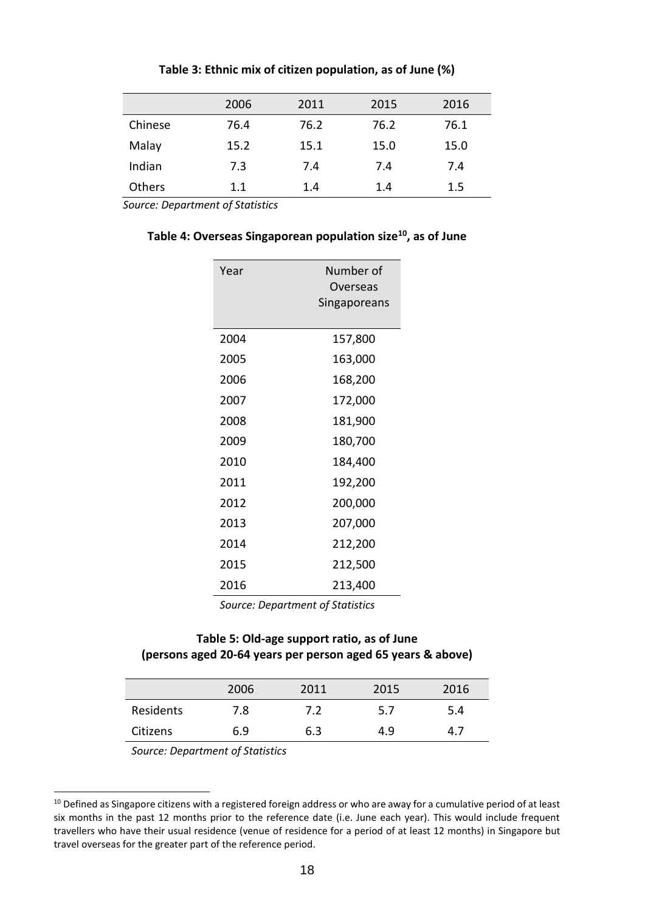**Table 3: Ethnic mix of citizen population, as of June (%)**

| | 2006 | 2011 | 2015 | 2016 |
|---|---|---|---|---|
| Chinese | 76.4 | 76.2 | 76.2 | 76.1 |
| Malay | 15.2 | 15.1 | 15.0 | 15.0 |
| Indian | 7.3 | 7.4 | 7.4 | 7.4 |
| Others | 1.1 | 1.4 | 1.4 | 1.5 |

*Source: Department of Statistics*

**Table 4: Overseas Singaporean population size[10], as of June**

| Year | Number of Overseas Singaporeans |
|---|---|
| 2004 | 157,800 |
| 2005 | 163,000 |
| 2006 | 168,200 |
| 2007 | 172,000 |
| 2008 | 181,900 |
| 2009 | 180,700 |
| 2010 | 184,400 |
| 2011 | 192,200 |
| 2012 | 200,000 |
| 2013 | 207,000 |
| 2014 | 212,200 |
| 2015 | 212,500 |
| 2016 | 213,400 |

*Source: Department of Statistics*

**Table 5: Old-age support ratio, as of June**
**(persons aged 20-64 years per person aged 65 years & above)**

| | 2006 | 2011 | 2015 | 2016 |
|---|---|---|---|---|
| Residents | 7.8 | 7.2 | 5.7 | 5.4 |
| Citizens | 6.9 | 6.3 | 4.9 | 4.7 |

*Source: Department of Statistics*

[10] Defined as Singapore citizens with a registered foreign address or who are away for a cumulative period of at least six months in the past 12 months prior to the reference date (i.e. June each year). This would include frequent travellers who have their usual residence (venue of residence for a period of at least 12 months) in Singapore but travel overseas for the greater part of the reference period.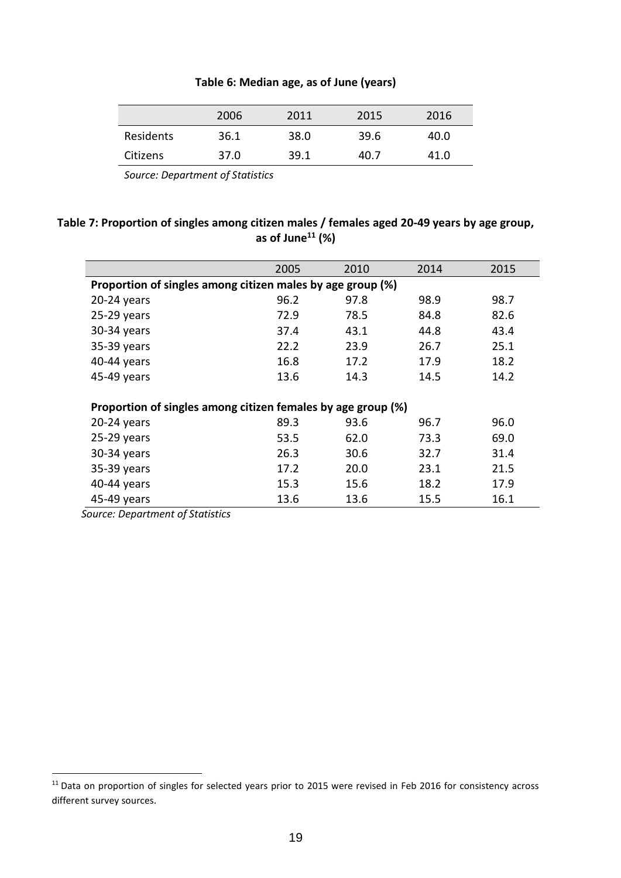**Table 6: Median age, as of June (years)**

| | 2006 | 2011 | 2015 | 2016 |
|---|---|---|---|---|
| Residents | 36.1 | 38.0 | 39.6 | 40.0 |
| Citizens | 37.0 | 39.1 | 40.7 | 41.0 |

*Source: Department of Statistics*

**Table 7: Proportion of singles among citizen males / females aged 20-49 years by age group, as of June[11] (%)**

| | 2005 | 2010 | 2014 | 2015 |
|---|---|---|---|---|
| **Proportion of singles among citizen males by age group (%)** | | | | |
| 20-24 years | 96.2 | 97.8 | 98.9 | 98.7 |
| 25-29 years | 72.9 | 78.5 | 84.8 | 82.6 |
| 30-34 years | 37.4 | 43.1 | 44.8 | 43.4 |
| 35-39 years | 22.2 | 23.9 | 26.7 | 25.1 |
| 40-44 years | 16.8 | 17.2 | 17.9 | 18.2 |
| 45-49 years | 13.6 | 14.3 | 14.5 | 14.2 |
| **Proportion of singles among citizen females by age group (%)** | | | | |
| 20-24 years | 89.3 | 93.6 | 96.7 | 96.0 |
| 25-29 years | 53.5 | 62.0 | 73.3 | 69.0 |
| 30-34 years | 26.3 | 30.6 | 32.7 | 31.4 |
| 35-39 years | 17.2 | 20.0 | 23.1 | 21.5 |
| 40-44 years | 15.3 | 15.6 | 18.2 | 17.9 |
| 45-49 years | 13.6 | 13.6 | 15.5 | 16.1 |

*Source: Department of Statistics*

[11] Data on proportion of singles for selected years prior to 2015 were revised in Feb 2016 for consistency across different survey sources.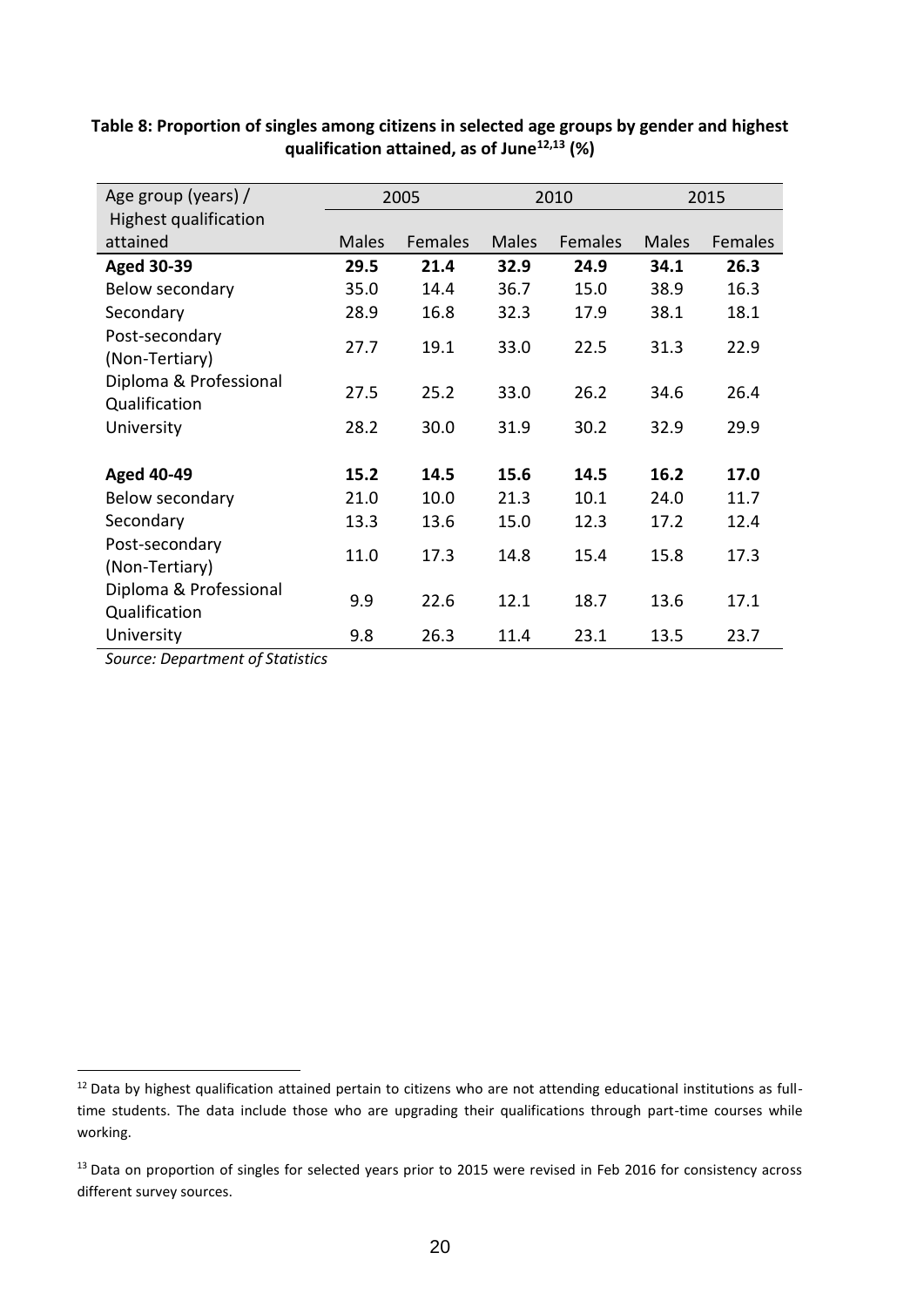**Table 8: Proportion of singles among citizens in selected age groups by gender and highest qualification attained, as of June[12,13] (%)**

| Age group (years) / Highest qualification attained | 2005 | | 2010 | | 2015 | |
|---|---|---|---|---|---|---|
| | Males | Females | Males | Females | Males | Females |
| **Aged 30-39** | **29.5** | **21.4** | **32.9** | **24.9** | **34.1** | **26.3** |
| Below secondary | 35.0 | 14.4 | 36.7 | 15.0 | 38.9 | 16.3 |
| Secondary | 28.9 | 16.8 | 32.3 | 17.9 | 38.1 | 18.1 |
| Post-secondary (Non-Tertiary) | 27.7 | 19.1 | 33.0 | 22.5 | 31.3 | 22.9 |
| Diploma & Professional Qualification | 27.5 | 25.2 | 33.0 | 26.2 | 34.6 | 26.4 |
| University | 28.2 | 30.0 | 31.9 | 30.2 | 32.9 | 29.9 |
| **Aged 40-49** | **15.2** | **14.5** | **15.6** | **14.5** | **16.2** | **17.0** |
| Below secondary | 21.0 | 10.0 | 21.3 | 10.1 | 24.0 | 11.7 |
| Secondary | 13.3 | 13.6 | 15.0 | 12.3 | 17.2 | 12.4 |
| Post-secondary (Non-Tertiary) | 11.0 | 17.3 | 14.8 | 15.4 | 15.8 | 17.3 |
| Diploma & Professional Qualification | 9.9 | 22.6 | 12.1 | 18.7 | 13.6 | 17.1 |
| University | 9.8 | 26.3 | 11.4 | 23.1 | 13.5 | 23.7 |

*Source: Department of Statistics*

[12] Data by highest qualification attained pertain to citizens who are not attending educational institutions as full-time students. The data include those who are upgrading their qualifications through part-time courses while working.

[13] Data on proportion of singles for selected years prior to 2015 were revised in Feb 2016 for consistency across different survey sources.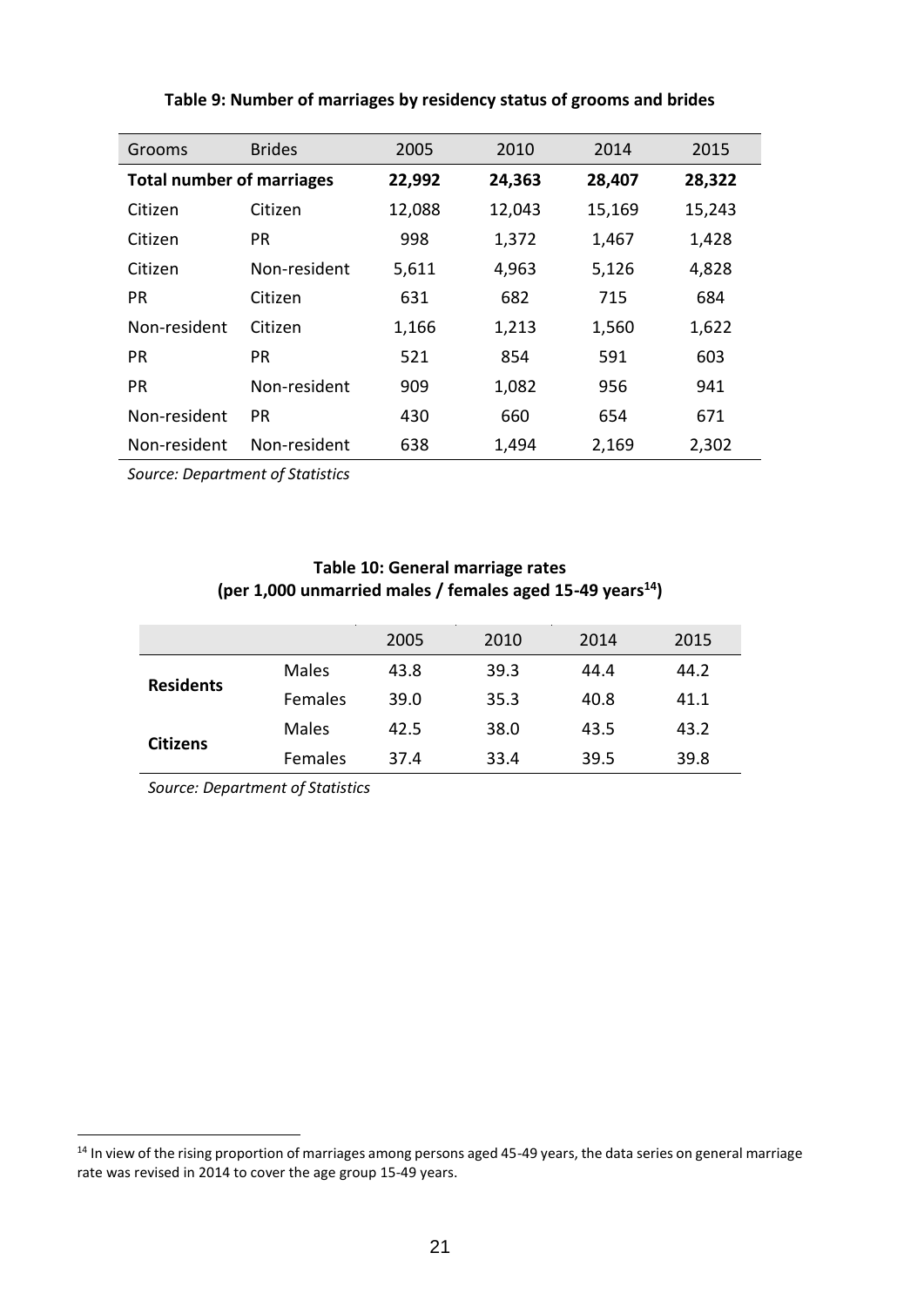**Table 9: Number of marriages by residency status of grooms and brides**

| Grooms | Brides | 2005 | 2010 | 2014 | 2015 |
|---|---|---|---|---|---|
| **Total number of marriages** | | **22,992** | **24,363** | **28,407** | **28,322** |
| Citizen | Citizen | 12,088 | 12,043 | 15,169 | 15,243 |
| Citizen | PR | 998 | 1,372 | 1,467 | 1,428 |
| Citizen | Non-resident | 5,611 | 4,963 | 5,126 | 4,828 |
| PR | Citizen | 631 | 682 | 715 | 684 |
| Non-resident | Citizen | 1,166 | 1,213 | 1,560 | 1,622 |
| PR | PR | 521 | 854 | 591 | 603 |
| PR | Non-resident | 909 | 1,082 | 956 | 941 |
| Non-resident | PR | 430 | 660 | 654 | 671 |
| Non-resident | Non-resident | 638 | 1,494 | 2,169 | 2,302 |

*Source: Department of Statistics*

**Table 10: General marriage rates**
**(per 1,000 unmarried males / females aged 15-49 years[14])**

| | | 2005 | 2010 | 2014 | 2015 |
|---|---|---|---|---|---|
| **Residents** | Males | 43.8 | 39.3 | 44.4 | 44.2 |
| | Females | 39.0 | 35.3 | 40.8 | 41.1 |
| **Citizens** | Males | 42.5 | 38.0 | 43.5 | 43.2 |
| | Females | 37.4 | 33.4 | 39.5 | 39.8 |

*Source: Department of Statistics*

[14] In view of the rising proportion of marriages among persons aged 45-49 years, the data series on general marriage rate was revised in 2014 to cover the age group 15-49 years.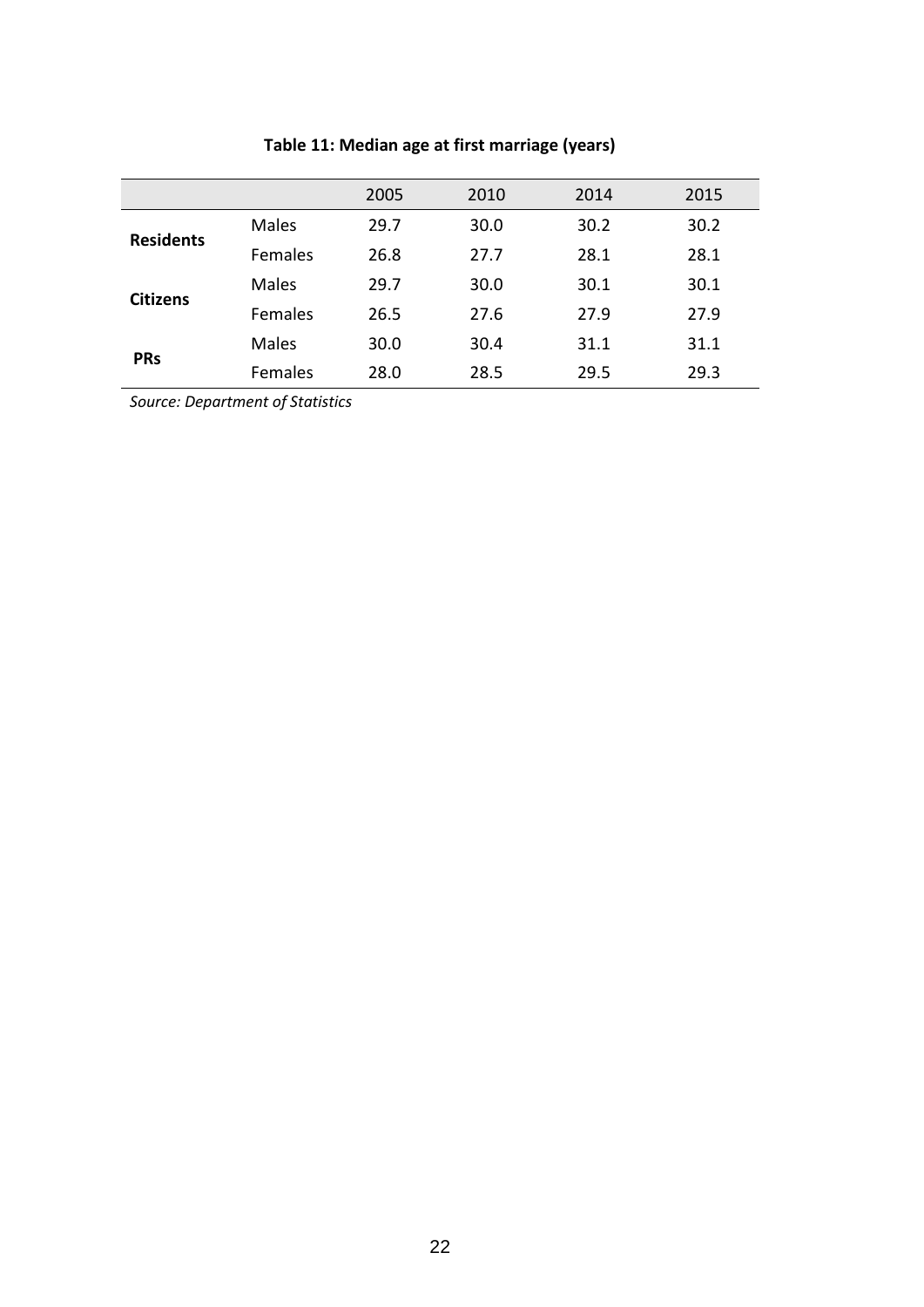**Table 11: Median age at first marriage (years)**

| | | 2005 | 2010 | 2014 | 2015 |
|---|---|---|---|---|---|
| **Residents** | Males | 29.7 | 30.0 | 30.2 | 30.2 |
| | Females | 26.8 | 27.7 | 28.1 | 28.1 |
| **Citizens** | Males | 29.7 | 30.0 | 30.1 | 30.1 |
| | Females | 26.5 | 27.6 | 27.9 | 27.9 |
| **PRs** | Males | 30.0 | 30.4 | 31.1 | 31.1 |
| | Females | 28.0 | 28.5 | 29.5 | 29.3 |

*Source: Department of Statistics*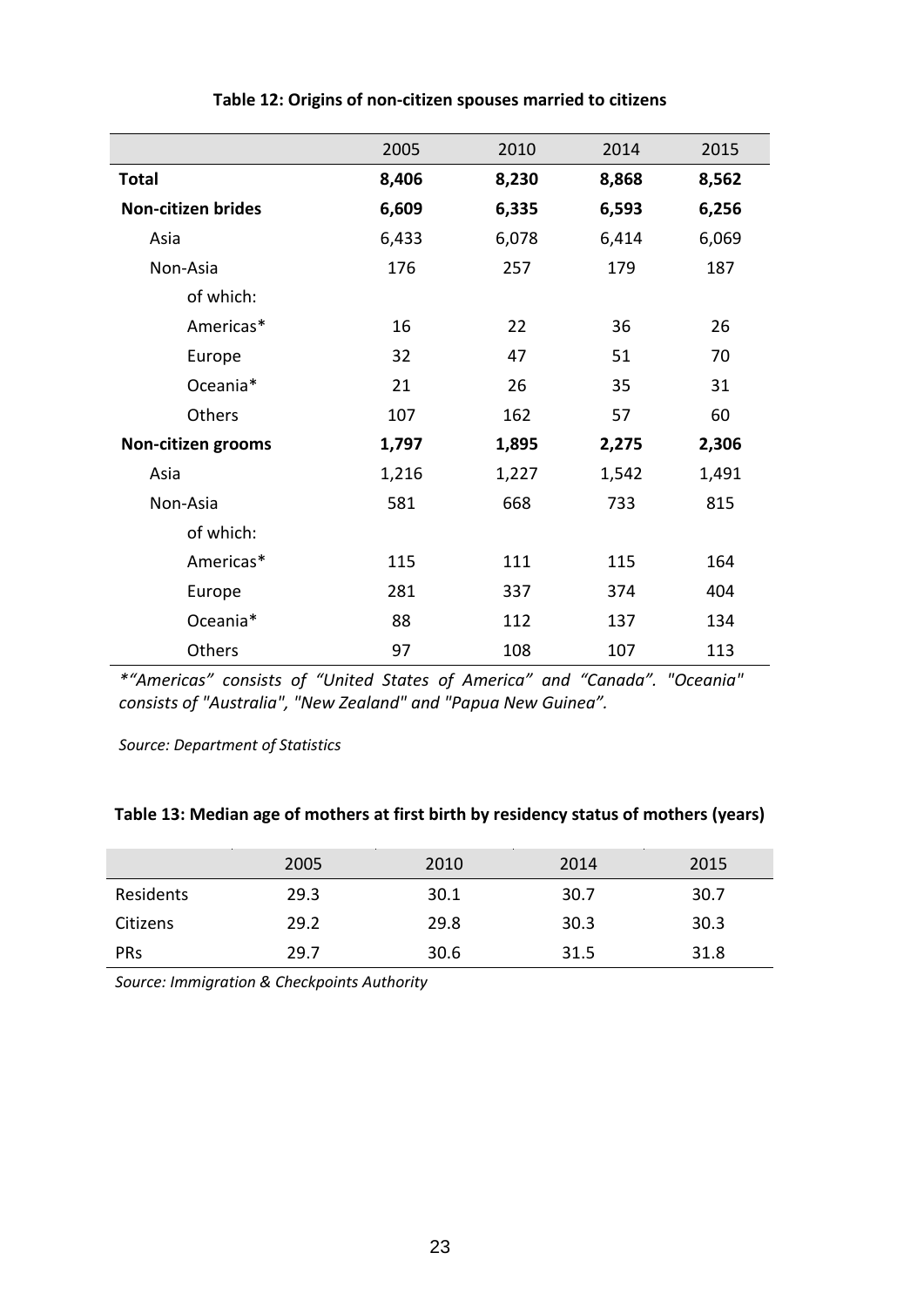**Table 12: Origins of non-citizen spouses married to citizens**

| | 2005 | 2010 | 2014 | 2015 |
|---|---|---|---|---|
| **Total** | **8,406** | **8,230** | **8,868** | **8,562** |
| **Non-citizen brides** | **6,609** | **6,335** | **6,593** | **6,256** |
| Asia | 6,433 | 6,078 | 6,414 | 6,069 |
| Non-Asia | 176 | 257 | 179 | 187 |
| of which: | | | | |
| Americas* | 16 | 22 | 36 | 26 |
| Europe | 32 | 47 | 51 | 70 |
| Oceania* | 21 | 26 | 35 | 31 |
| Others | 107 | 162 | 57 | 60 |
| **Non-citizen grooms** | **1,797** | **1,895** | **2,275** | **2,306** |
| Asia | 1,216 | 1,227 | 1,542 | 1,491 |
| Non-Asia | 581 | 668 | 733 | 815 |
| of which: | | | | |
| Americas* | 115 | 111 | 115 | 164 |
| Europe | 281 | 337 | 374 | 404 |
| Oceania* | 88 | 112 | 137 | 134 |
| Others | 97 | 108 | 107 | 113 |

*\*"Americas" consists of "United States of America" and "Canada". "Oceania" consists of "Australia", "New Zealand" and "Papua New Guinea".*

*Source: Department of Statistics*

**Table 13: Median age of mothers at first birth by residency status of mothers (years)**

| | 2005 | 2010 | 2014 | 2015 |
|---|---|---|---|---|
| Residents | 29.3 | 30.1 | 30.7 | 30.7 |
| Citizens | 29.2 | 29.8 | 30.3 | 30.3 |
| PRs | 29.7 | 30.6 | 31.5 | 31.8 |

*Source: Immigration & Checkpoints Authority*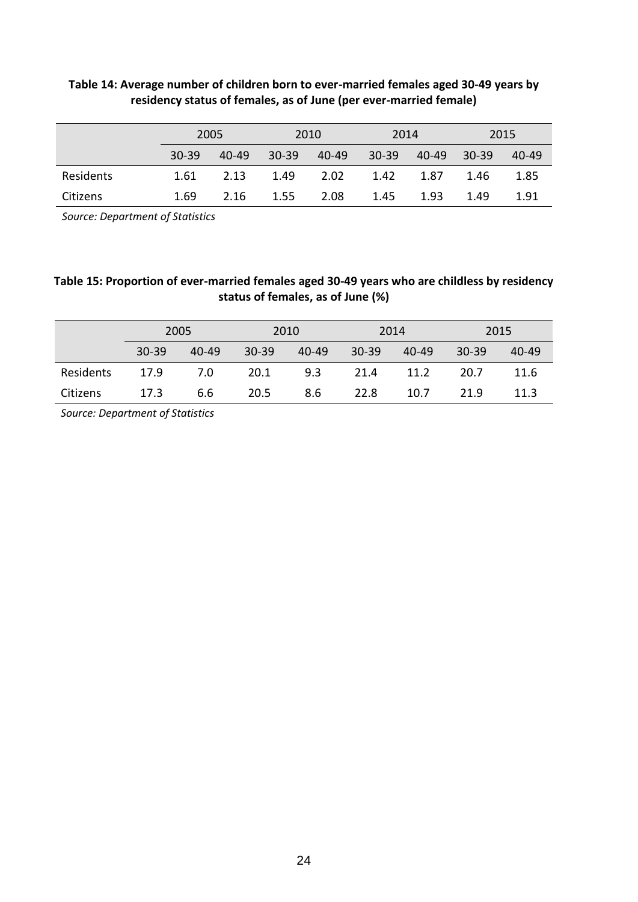**Table 14: Average number of children born to ever-married females aged 30-49 years by residency status of females, as of June (per ever-married female)**

| | 2005 | | 2010 | | 2014 | | 2015 | |
|---|---|---|---|---|---|---|---|---|
| | 30-39 | 40-49 | 30-39 | 40-49 | 30-39 | 40-49 | 30-39 | 40-49 |
| Residents | 1.61 | 2.13 | 1.49 | 2.02 | 1.42 | 1.87 | 1.46 | 1.85 |
| Citizens | 1.69 | 2.16 | 1.55 | 2.08 | 1.45 | 1.93 | 1.49 | 1.91 |

*Source: Department of Statistics*

**Table 15: Proportion of ever-married females aged 30-49 years who are childless by residency status of females, as of June (%)**

| | 2005 | | 2010 | | 2014 | | 2015 | |
|---|---|---|---|---|---|---|---|---|
| | 30-39 | 40-49 | 30-39 | 40-49 | 30-39 | 40-49 | 30-39 | 40-49 |
| Residents | 17.9 | 7.0 | 20.1 | 9.3 | 21.4 | 11.2 | 20.7 | 11.6 |
| Citizens | 17.3 | 6.6 | 20.5 | 8.6 | 22.8 | 10.7 | 21.9 | 11.3 |

*Source: Department of Statistics*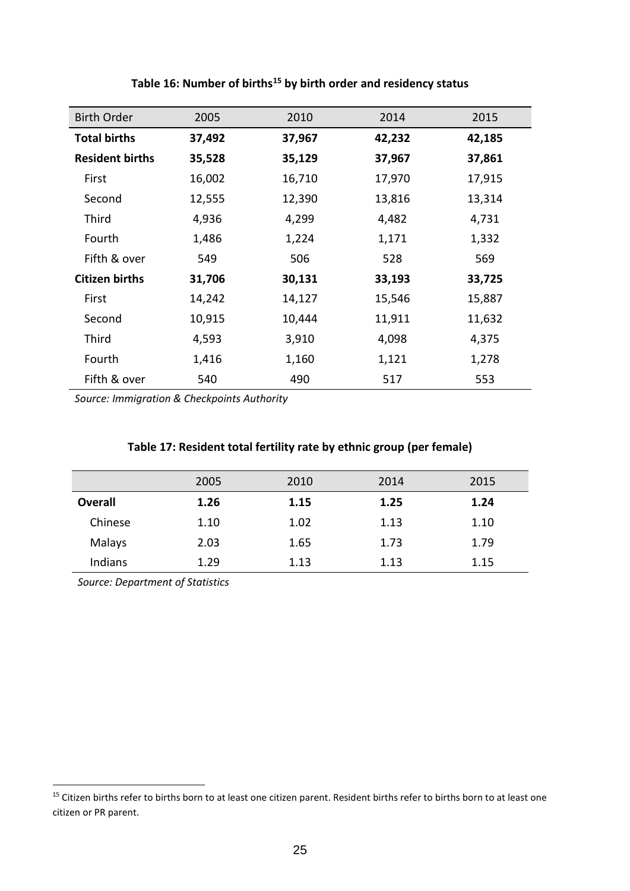**Table 16: Number of births[15] by birth order and residency status**

| Birth Order | 2005 | 2010 | 2014 | 2015 |
|---|---|---|---|---|
| **Total births** | **37,492** | **37,967** | **42,232** | **42,185** |
| **Resident births** | **35,528** | **35,129** | **37,967** | **37,861** |
| First | 16,002 | 16,710 | 17,970 | 17,915 |
| Second | 12,555 | 12,390 | 13,816 | 13,314 |
| Third | 4,936 | 4,299 | 4,482 | 4,731 |
| Fourth | 1,486 | 1,224 | 1,171 | 1,332 |
| Fifth & over | 549 | 506 | 528 | 569 |
| **Citizen births** | **31,706** | **30,131** | **33,193** | **33,725** |
| First | 14,242 | 14,127 | 15,546 | 15,887 |
| Second | 10,915 | 10,444 | 11,911 | 11,632 |
| Third | 4,593 | 3,910 | 4,098 | 4,375 |
| Fourth | 1,416 | 1,160 | 1,121 | 1,278 |
| Fifth & over | 540 | 490 | 517 | 553 |

*Source: Immigration & Checkpoints Authority*

**Table 17: Resident total fertility rate by ethnic group (per female)**

| | 2005 | 2010 | 2014 | 2015 |
|---|---|---|---|---|
| **Overall** | **1.26** | **1.15** | **1.25** | **1.24** |
| Chinese | 1.10 | 1.02 | 1.13 | 1.10 |
| Malays | 2.03 | 1.65 | 1.73 | 1.79 |
| Indians | 1.29 | 1.13 | 1.13 | 1.15 |

*Source: Department of Statistics*

[15] Citizen births refer to births born to at least one citizen parent. Resident births refer to births born to at least one citizen or PR parent.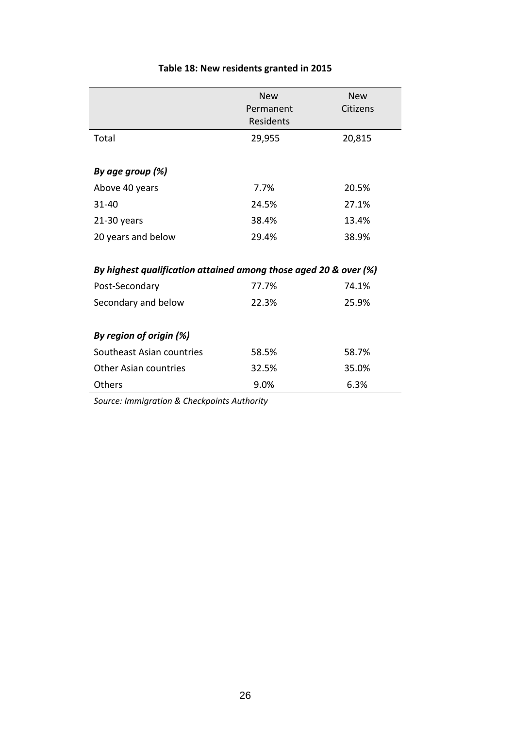**Table 18: New residents granted in 2015**

| | New Permanent Residents | New Citizens |
|---|---|---|
| Total | 29,955 | 20,815 |
| | | |
| ***By age group (%)*** | | |
| Above 40 years | 7.7% | 20.5% |
| 31-40 | 24.5% | 27.1% |
| 21-30 years | 38.4% | 13.4% |
| 20 years and below | 29.4% | 38.9% |
| | | |
| ***By highest qualification attained among those aged 20 & over (%)*** | | |
| Post-Secondary | 77.7% | 74.1% |
| Secondary and below | 22.3% | 25.9% |
| | | |
| ***By region of origin (%)*** | | |
| Southeast Asian countries | 58.5% | 58.7% |
| Other Asian countries | 32.5% | 35.0% |
| Others | 9.0% | 6.3% |

*Source: Immigration & Checkpoints Authority*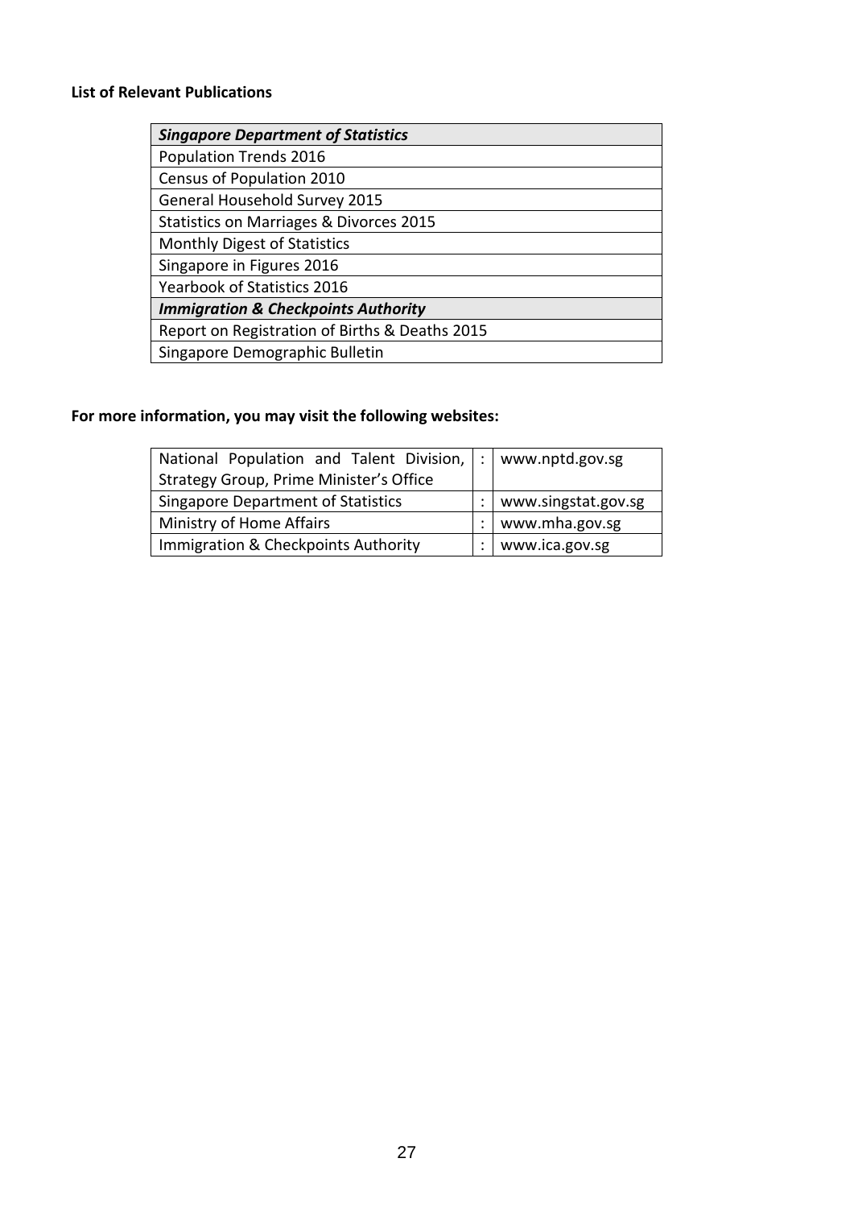**List of Relevant Publications**

| *Singapore Department of Statistics* |
|---|
| Population Trends 2016 |
| Census of Population 2010 |
| General Household Survey 2015 |
| Statistics on Marriages & Divorces 2015 |
| Monthly Digest of Statistics |
| Singapore in Figures 2016 |
| Yearbook of Statistics 2016 |
| ***Immigration & Checkpoints Authority*** |
| Report on Registration of Births & Deaths 2015 |
| Singapore Demographic Bulletin |

**For more information, you may visit the following websites:**

| | | |
|---|---|---|
| National Population and Talent Division, Strategy Group, Prime Minister's Office | : | www.nptd.gov.sg |
| Singapore Department of Statistics | : | www.singstat.gov.sg |
| Ministry of Home Affairs | : | www.mha.gov.sg |
| Immigration & Checkpoints Authority | : | www.ica.gov.sg |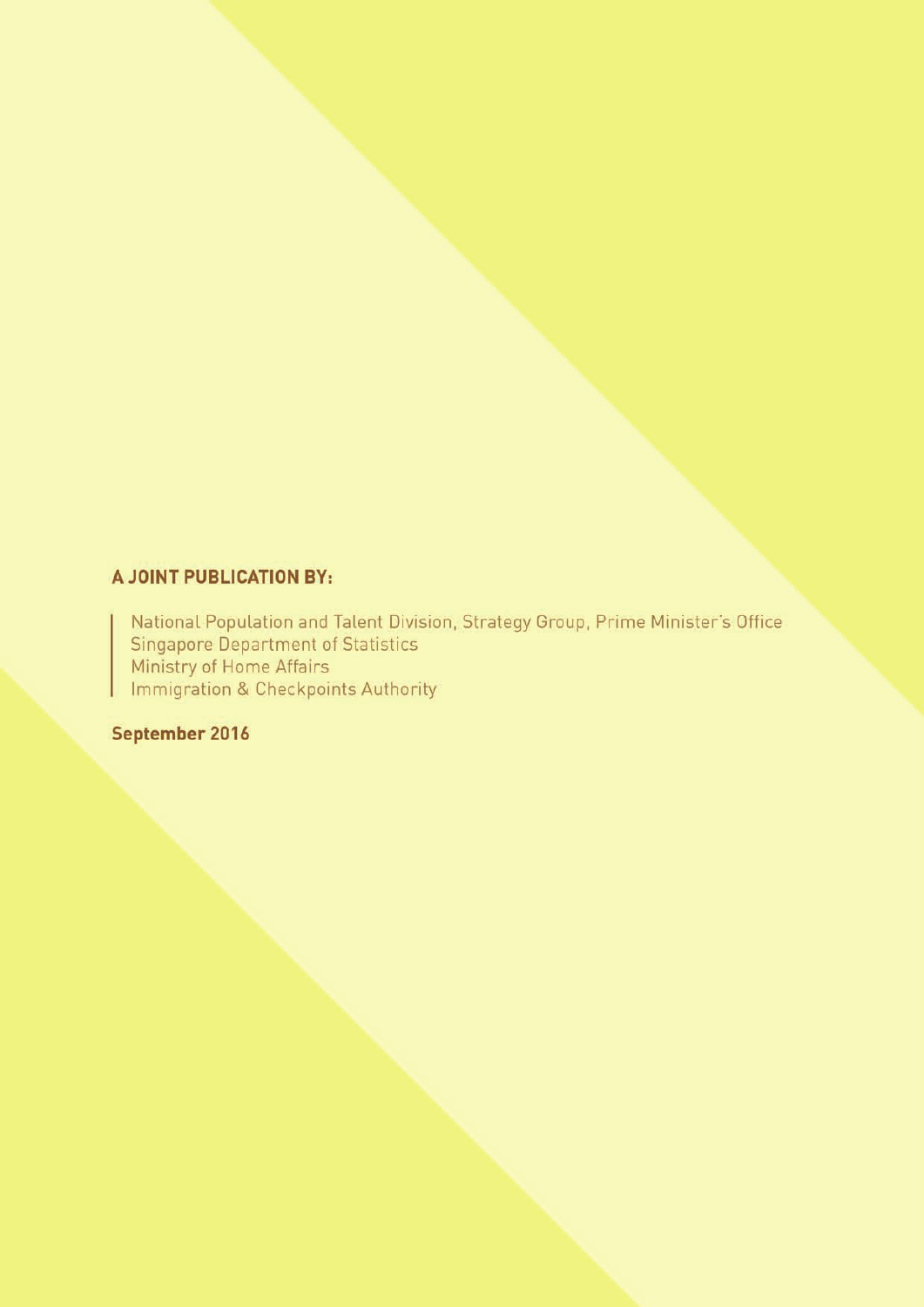**A JOINT PUBLICATION BY:**

National Population and Talent Division, Strategy Group, Prime Minister's Office
Singapore Department of Statistics
Ministry of Home Affairs
Immigration & Checkpoints Authority

**September 2016**